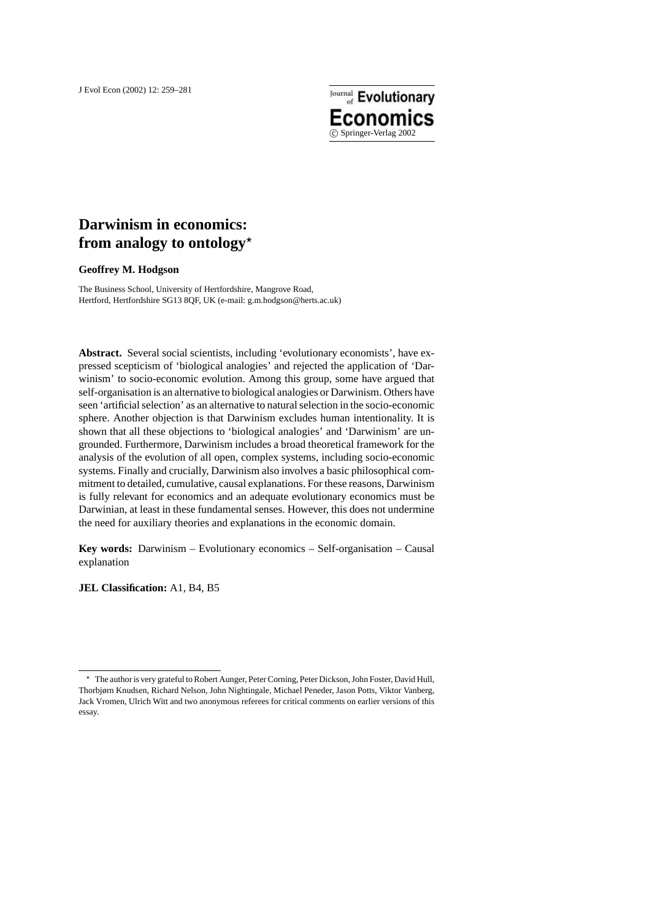# Darwinism in economics: from analogy to ontology*

**Geoffrey M. Hodgson**

The Business School, University of Hertfordshire, Mangrove Road, Hertford, Hertfordshire SG13 8QF, UK (e-mail: g.m.hodgson@herts.ac.uk)

**Abstract.** Several social scientists, including 'evolutionary economists', have expressed scepticism of 'biological analogies' and rejected the application of 'Darwinism' to socio-economic evolution. Among this group, some have argued that self-organisation is an alternative to biological analogies or Darwinism. Others have seen 'artificial selection' as an alternative to natural selection in the socio-economic sphere. Another objection is that Darwinism excludes human intentionality. It is shown that all these objections to 'biological analogies' and 'Darwinism' are ungrounded. Furthermore, Darwinism includes a broad theoretical framework for the analysis of the evolution of all open, complex systems, including socio-economic systems. Finally and crucially, Darwinism also involves a basic philosophical commitment to detailed, cumulative, causal explanations. For these reasons, Darwinism is fully relevant for economics and an adequate evolutionary economics must be Darwinian, at least in these fundamental senses. However, this does not undermine the need for auxiliary theories and explanations in the economic domain.

**Key words:** Darwinism – Evolutionary economics – Self-organisation – Causal explanation

**JEL Classification:** A1, B4, B5

---

* The author is very grateful to Robert Aunger, Peter Corning, Peter Dickson, John Foster, David Hull, Thorbjørn Knudsen, Richard Nelson, John Nightingale, Michael Peneder, Jason Potts, Viktor Vanberg, Jack Vromen, Ulrich Witt and two anonymous referees for critical comments on earlier versions of this essay.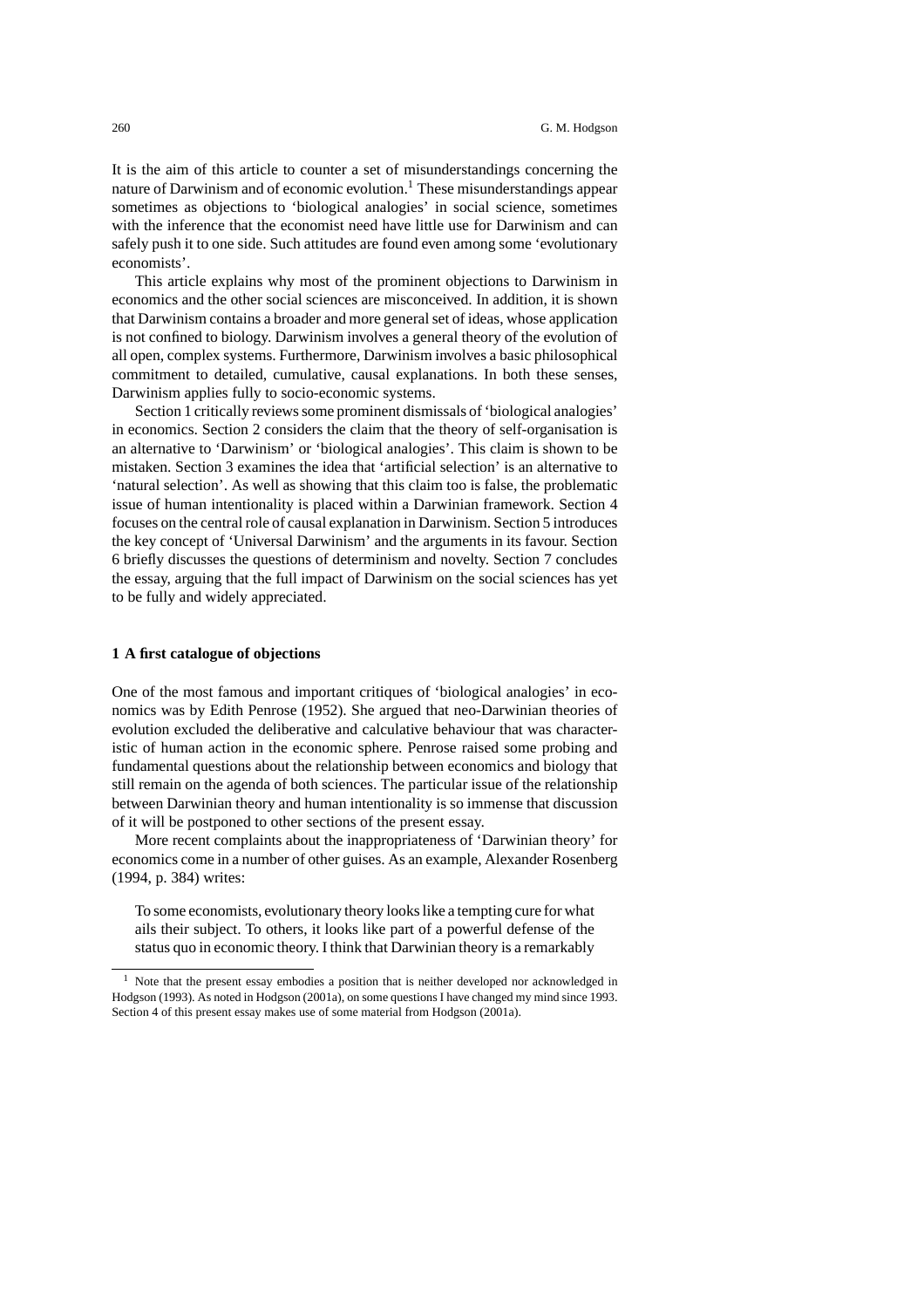It is the aim of this article to counter a set of misunderstandings concerning the nature of Darwinism and of economic evolution.[1] These misunderstandings appear sometimes as objections to 'biological analogies' in social science, sometimes with the inference that the economist need have little use for Darwinism and can safely push it to one side. Such attitudes are found even among some 'evolutionary economists'.

This article explains why most of the prominent objections to Darwinism in economics and the other social sciences are misconceived. In addition, it is shown that Darwinism contains a broader and more general set of ideas, whose application is not confined to biology. Darwinism involves a general theory of the evolution of all open, complex systems. Furthermore, Darwinism involves a basic philosophical commitment to detailed, cumulative, causal explanations. In both these senses, Darwinism applies fully to socio-economic systems.

Section 1 critically reviews some prominent dismissals of 'biological analogies' in economics. Section 2 considers the claim that the theory of self-organisation is an alternative to 'Darwinism' or 'biological analogies'. This claim is shown to be mistaken. Section 3 examines the idea that 'artificial selection' is an alternative to 'natural selection'. As well as showing that this claim too is false, the problematic issue of human intentionality is placed within a Darwinian framework. Section 4 focuses on the central role of causal explanation in Darwinism. Section 5 introduces the key concept of 'Universal Darwinism' and the arguments in its favour. Section 6 briefly discusses the questions of determinism and novelty. Section 7 concludes the essay, arguing that the full impact of Darwinism on the social sciences has yet to be fully and widely appreciated.

## 1 A first catalogue of objections

One of the most famous and important critiques of 'biological analogies' in economics was by Edith Penrose (1952). She argued that neo-Darwinian theories of evolution excluded the deliberative and calculative behaviour that was characteristic of human action in the economic sphere. Penrose raised some probing and fundamental questions about the relationship between economics and biology that still remain on the agenda of both sciences. The particular issue of the relationship between Darwinian theory and human intentionality is so immense that discussion of it will be postponed to other sections of the present essay.

More recent complaints about the inappropriateness of 'Darwinian theory' for economics come in a number of other guises. As an example, Alexander Rosenberg (1994, p. 384) writes:

> To some economists, evolutionary theory looks like a tempting cure for what ails their subject. To others, it looks like part of a powerful defense of the status quo in economic theory. I think that Darwinian theory is a remarkably

[1] Note that the present essay embodies a position that is neither developed nor acknowledged in Hodgson (1993). As noted in Hodgson (2001a), on some questions I have changed my mind since 1993. Section 4 of this present essay makes use of some material from Hodgson (2001a).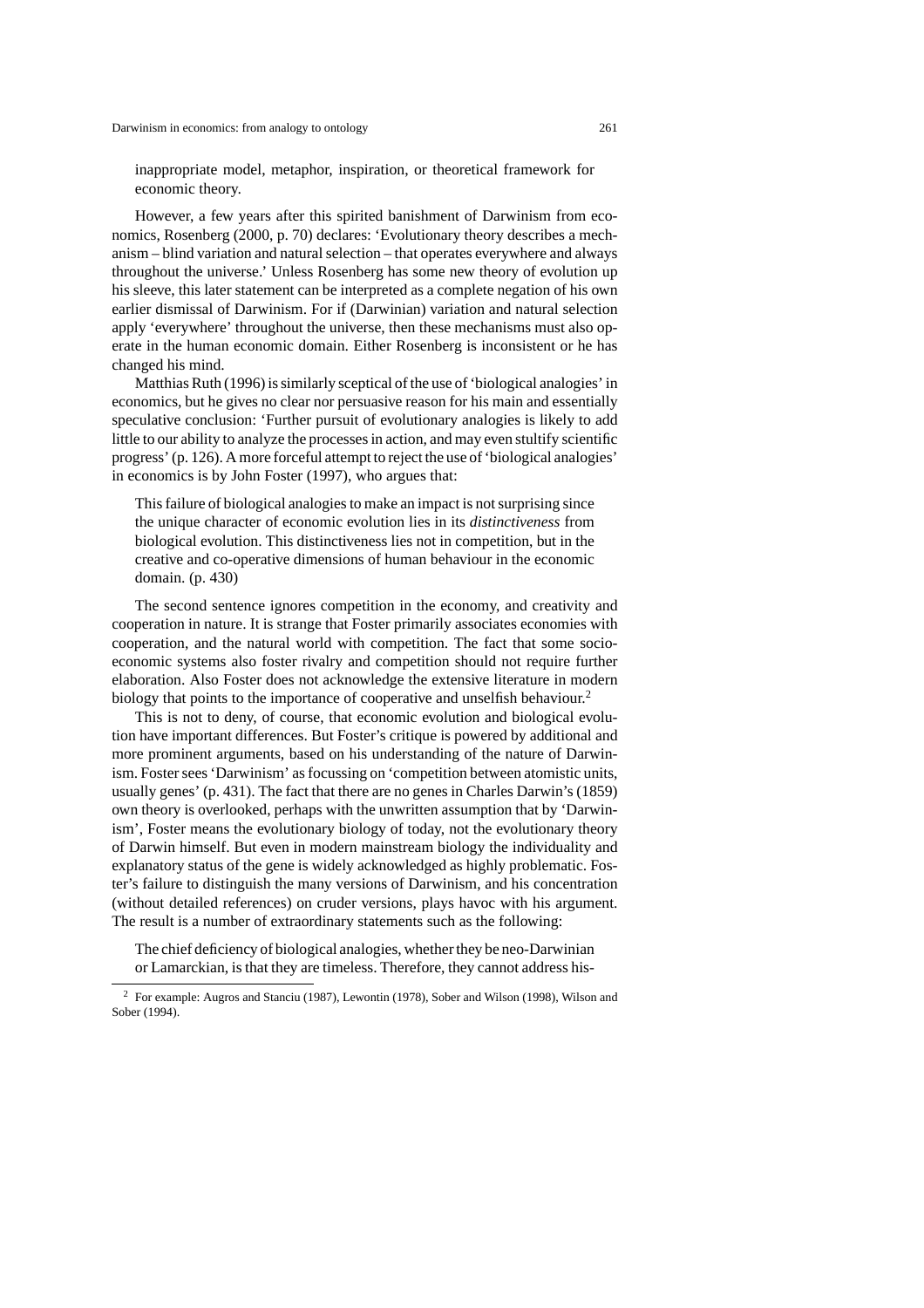inappropriate model, metaphor, inspiration, or theoretical framework for economic theory.

However, a few years after this spirited banishment of Darwinism from economics, Rosenberg (2000, p. 70) declares: 'Evolutionary theory describes a mechanism – blind variation and natural selection – that operates everywhere and always throughout the universe.' Unless Rosenberg has some new theory of evolution up his sleeve, this later statement can be interpreted as a complete negation of his own earlier dismissal of Darwinism. For if (Darwinian) variation and natural selection apply 'everywhere' throughout the universe, then these mechanisms must also operate in the human economic domain. Either Rosenberg is inconsistent or he has changed his mind.

Matthias Ruth (1996) is similarly sceptical of the use of 'biological analogies' in economics, but he gives no clear nor persuasive reason for his main and essentially speculative conclusion: 'Further pursuit of evolutionary analogies is likely to add little to our ability to analyze the processes in action, and may even stultify scientific progress' (p. 126). A more forceful attempt to reject the use of 'biological analogies' in economics is by John Foster (1997), who argues that:

> This failure of biological analogies to make an impact is not surprising since the unique character of economic evolution lies in its *distinctiveness* from biological evolution. This distinctiveness lies not in competition, but in the creative and co-operative dimensions of human behaviour in the economic domain. (p. 430)

The second sentence ignores competition in the economy, and creativity and cooperation in nature. It is strange that Foster primarily associates economies with cooperation, and the natural world with competition. The fact that some socio-economic systems also foster rivalry and competition should not require further elaboration. Also Foster does not acknowledge the extensive literature in modern biology that points to the importance of cooperative and unselfish behaviour.[2]

This is not to deny, of course, that economic evolution and biological evolution have important differences. But Foster's critique is powered by additional and more prominent arguments, based on his understanding of the nature of Darwinism. Foster sees 'Darwinism' as focussing on 'competition between atomistic units, usually genes' (p. 431). The fact that there are no genes in Charles Darwin's (1859) own theory is overlooked, perhaps with the unwritten assumption that by 'Darwinism', Foster means the evolutionary biology of today, not the evolutionary theory of Darwin himself. But even in modern mainstream biology the individuality and explanatory status of the gene is widely acknowledged as highly problematic. Foster's failure to distinguish the many versions of Darwinism, and his concentration (without detailed references) on cruder versions, plays havoc with his argument. The result is a number of extraordinary statements such as the following:

> The chief deficiency of biological analogies, whether they be neo-Darwinian or Lamarckian, is that they are timeless. Therefore, they cannot address his-

---

[2] For example: Augros and Stanciu (1987), Lewontin (1978), Sober and Wilson (1998), Wilson and Sober (1994).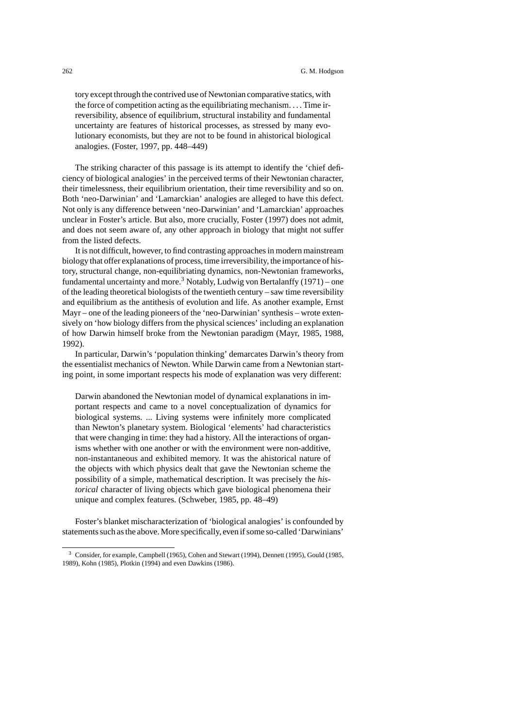tory except through the contrived use of Newtonian comparative statics, with the force of competition acting as the equilibriating mechanism. . . . Time irreversibility, absence of equilibrium, structural instability and fundamental uncertainty are features of historical processes, as stressed by many evolutionary economists, but they are not to be found in ahistorical biological analogies. (Foster, 1997, pp. 448–449)

The striking character of this passage is its attempt to identify the 'chief deficiency of biological analogies' in the perceived terms of their Newtonian character, their timelessness, their equilibrium orientation, their time reversibility and so on. Both 'neo-Darwinian' and 'Lamarckian' analogies are alleged to have this defect. Not only is any difference between 'neo-Darwinian' and 'Lamarckian' approaches unclear in Foster's article. But also, more crucially, Foster (1997) does not admit, and does not seem aware of, any other approach in biology that might not suffer from the listed defects.

It is not difficult, however, to find contrasting approaches in modern mainstream biology that offer explanations of process, time irreversibility, the importance of history, structural change, non-equilibriating dynamics, non-Newtonian frameworks, fundamental uncertainty and more.[3] Notably, Ludwig von Bertalanffy (1971) – one of the leading theoretical biologists of the twentieth century – saw time reversibility and equilibrium as the antithesis of evolution and life. As another example, Ernst Mayr – one of the leading pioneers of the 'neo-Darwinian' synthesis – wrote extensively on 'how biology differs from the physical sciences' including an explanation of how Darwin himself broke from the Newtonian paradigm (Mayr, 1985, 1988, 1992).

In particular, Darwin's 'population thinking' demarcates Darwin's theory from the essentialist mechanics of Newton. While Darwin came from a Newtonian starting point, in some important respects his mode of explanation was very different:

> Darwin abandoned the Newtonian model of dynamical explanations in important respects and came to a novel conceptualization of dynamics for biological systems. ... Living systems were infinitely more complicated than Newton's planetary system. Biological 'elements' had characteristics that were changing in time: they had a history. All the interactions of organisms whether with one another or with the environment were non-additive, non-instantaneous and exhibited memory. It was the ahistorical nature of the objects with which physics dealt that gave the Newtonian scheme the possibility of a simple, mathematical description. It was precisely the *historical* character of living objects which gave biological phenomena their unique and complex features. (Schweber, 1985, pp. 48–49)

Foster's blanket mischaracterization of 'biological analogies' is confounded by statements such as the above. More specifically, even if some so-called 'Darwinians'

[3] Consider, for example, Campbell (1965), Cohen and Stewart (1994), Dennett (1995), Gould (1985, 1989), Kohn (1985), Plotkin (1994) and even Dawkins (1986).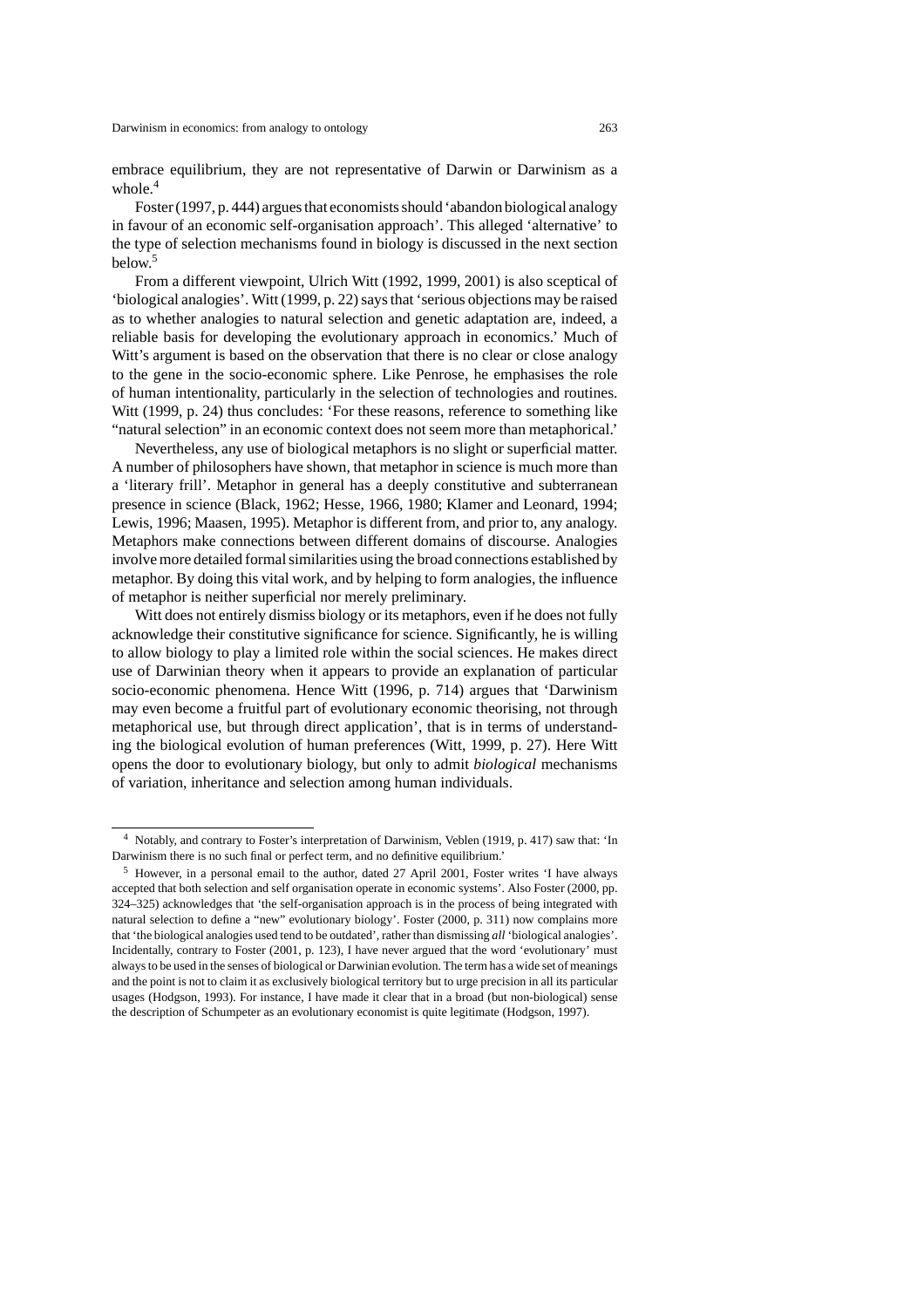embrace equilibrium, they are not representative of Darwin or Darwinism as a whole.[4]

Foster (1997, p. 444) argues that economists should 'abandon biological analogy in favour of an economic self-organisation approach'. This alleged 'alternative' to the type of selection mechanisms found in biology is discussed in the next section below.[5]

From a different viewpoint, Ulrich Witt (1992, 1999, 2001) is also sceptical of 'biological analogies'. Witt (1999, p. 22) says that 'serious objections may be raised as to whether analogies to natural selection and genetic adaptation are, indeed, a reliable basis for developing the evolutionary approach in economics.' Much of Witt's argument is based on the observation that there is no clear or close analogy to the gene in the socio-economic sphere. Like Penrose, he emphasises the role of human intentionality, particularly in the selection of technologies and routines. Witt (1999, p. 24) thus concludes: 'For these reasons, reference to something like "natural selection" in an economic context does not seem more than metaphorical.'

Nevertheless, any use of biological metaphors is no slight or superficial matter. A number of philosophers have shown, that metaphor in science is much more than a 'literary frill'. Metaphor in general has a deeply constitutive and subterranean presence in science (Black, 1962; Hesse, 1966, 1980; Klamer and Leonard, 1994; Lewis, 1996; Maasen, 1995). Metaphor is different from, and prior to, any analogy. Metaphors make connections between different domains of discourse. Analogies involve more detailed formal similarities using the broad connections established by metaphor. By doing this vital work, and by helping to form analogies, the influence of metaphor is neither superficial nor merely preliminary.

Witt does not entirely dismiss biology or its metaphors, even if he does not fully acknowledge their constitutive significance for science. Significantly, he is willing to allow biology to play a limited role within the social sciences. He makes direct use of Darwinian theory when it appears to provide an explanation of particular socio-economic phenomena. Hence Witt (1996, p. 714) argues that 'Darwinism may even become a fruitful part of evolutionary economic theorising, not through metaphorical use, but through direct application', that is in terms of understanding the biological evolution of human preferences (Witt, 1999, p. 27). Here Witt opens the door to evolutionary biology, but only to admit *biological* mechanisms of variation, inheritance and selection among human individuals.

---

[4] Notably, and contrary to Foster's interpretation of Darwinism, Veblen (1919, p. 417) saw that: 'In Darwinism there is no such final or perfect term, and no definitive equilibrium.'

[5] However, in a personal email to the author, dated 27 April 2001, Foster writes 'I have always accepted that both selection and self organisation operate in economic systems'. Also Foster (2000, pp. 324–325) acknowledges that 'the self-organisation approach is in the process of being integrated with natural selection to define a "new" evolutionary biology'. Foster (2000, p. 311) now complains more that 'the biological analogies used tend to be outdated', rather than dismissing *all* 'biological analogies'. Incidentally, contrary to Foster (2001, p. 123), I have never argued that the word 'evolutionary' must always to be used in the senses of biological or Darwinian evolution. The term has a wide set of meanings and the point is not to claim it as exclusively biological territory but to urge precision in all its particular usages (Hodgson, 1993). For instance, I have made it clear that in a broad (but non-biological) sense the description of Schumpeter as an evolutionary economist is quite legitimate (Hodgson, 1997).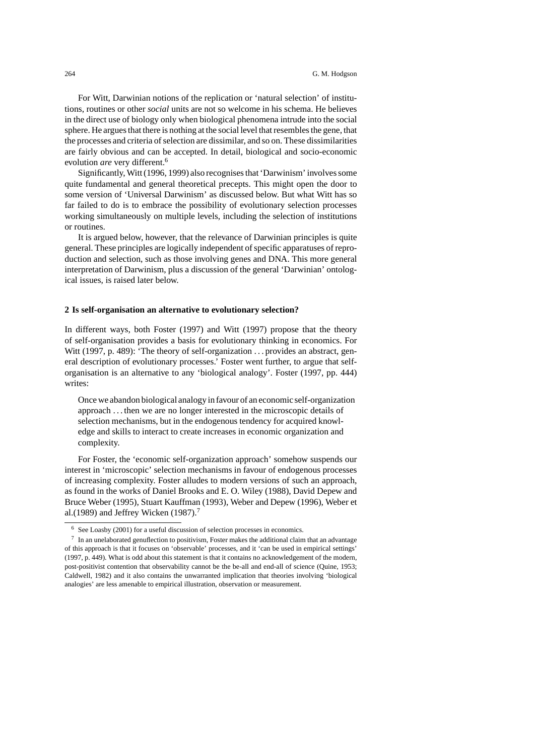For Witt, Darwinian notions of the replication or 'natural selection' of institutions, routines or other *social* units are not so welcome in his schema. He believes in the direct use of biology only when biological phenomena intrude into the social sphere. He argues that there is nothing at the social level that resembles the gene, that the processes and criteria of selection are dissimilar, and so on. These dissimilarities are fairly obvious and can be accepted. In detail, biological and socio-economic evolution *are* very different.[6]

Significantly, Witt (1996, 1999) also recognises that 'Darwinism' involves some quite fundamental and general theoretical precepts. This might open the door to some version of 'Universal Darwinism' as discussed below. But what Witt has so far failed to do is to embrace the possibility of evolutionary selection processes working simultaneously on multiple levels, including the selection of institutions or routines.

It is argued below, however, that the relevance of Darwinian principles is quite general. These principles are logically independent of specific apparatuses of reproduction and selection, such as those involving genes and DNA. This more general interpretation of Darwinism, plus a discussion of the general 'Darwinian' ontological issues, is raised later below.

## 2 Is self-organisation an alternative to evolutionary selection?

In different ways, both Foster (1997) and Witt (1997) propose that the theory of self-organisation provides a basis for evolutionary thinking in economics. For Witt (1997, p. 489): 'The theory of self-organization . . . provides an abstract, general description of evolutionary processes.' Foster went further, to argue that self-organisation is an alternative to any 'biological analogy'. Foster (1997, pp. 444) writes:

> Once we abandon biological analogy in favour of an economic self-organization approach . . . then we are no longer interested in the microscopic details of selection mechanisms, but in the endogenous tendency for acquired knowledge and skills to interact to create increases in economic organization and complexity.

For Foster, the 'economic self-organization approach' somehow suspends our interest in 'microscopic' selection mechanisms in favour of endogenous processes of increasing complexity. Foster alludes to modern versions of such an approach, as found in the works of Daniel Brooks and E. O. Wiley (1988), David Depew and Bruce Weber (1995), Stuart Kauffman (1993), Weber and Depew (1996), Weber et al.(1989) and Jeffrey Wicken (1987).[7]

---

[6] See Loasby (2001) for a useful discussion of selection processes in economics.

[7] In an unelaborated genuflection to positivism, Foster makes the additional claim that an advantage of this approach is that it focuses on 'observable' processes, and it 'can be used in empirical settings' (1997, p. 449). What is odd about this statement is that it contains no acknowledgement of the modern, post-positivist contention that observability cannot be the be-all and end-all of science (Quine, 1953; Caldwell, 1982) and it also contains the unwarranted implication that theories involving 'biological analogies' are less amenable to empirical illustration, observation or measurement.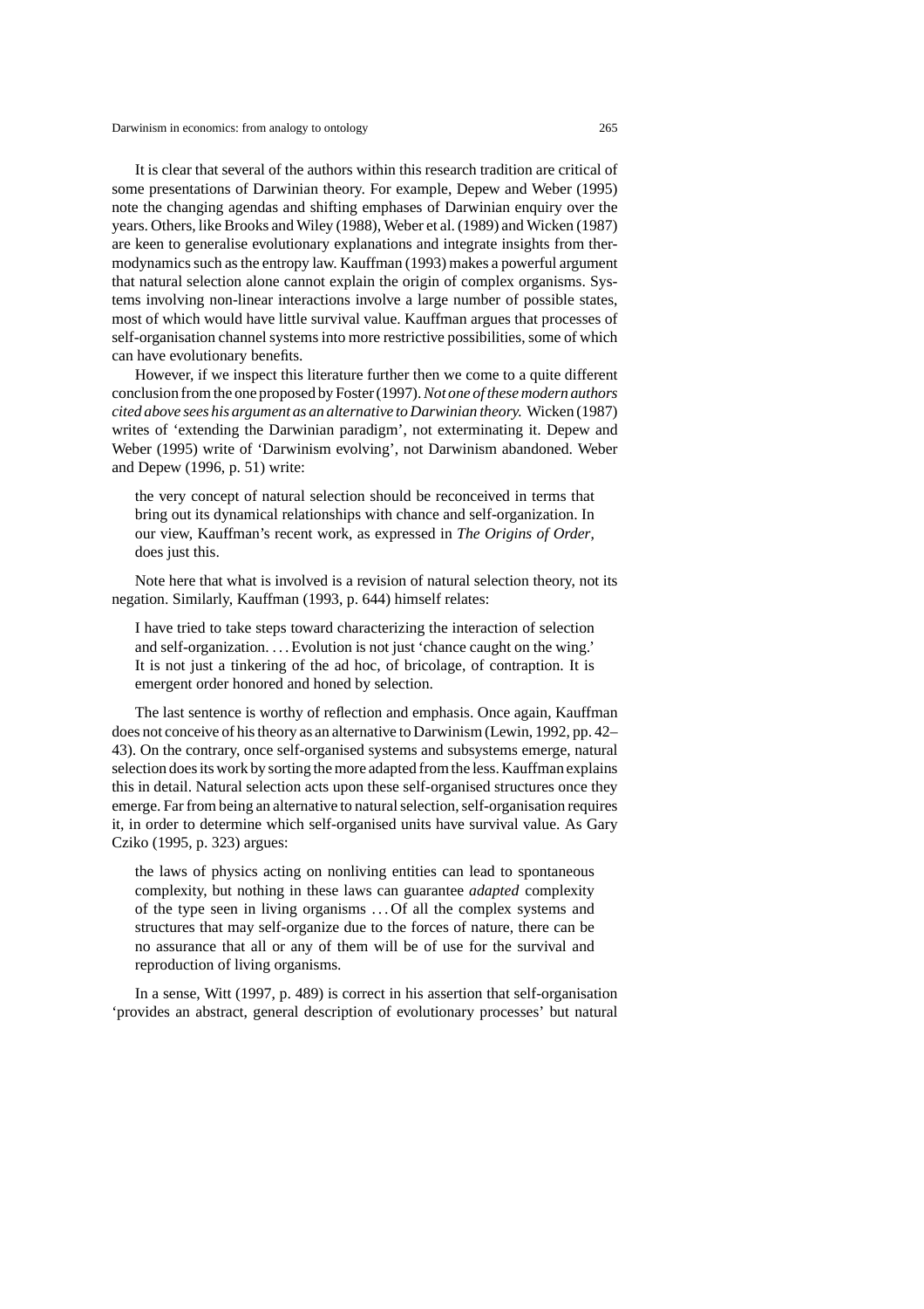It is clear that several of the authors within this research tradition are critical of some presentations of Darwinian theory. For example, Depew and Weber (1995) note the changing agendas and shifting emphases of Darwinian enquiry over the years. Others, like Brooks and Wiley (1988), Weber et al. (1989) and Wicken (1987) are keen to generalise evolutionary explanations and integrate insights from thermodynamics such as the entropy law. Kauffman (1993) makes a powerful argument that natural selection alone cannot explain the origin of complex organisms. Systems involving non-linear interactions involve a large number of possible states, most of which would have little survival value. Kauffman argues that processes of self-organisation channel systems into more restrictive possibilities, some of which can have evolutionary benefits.

However, if we inspect this literature further then we come to a quite different conclusion from the one proposed by Foster (1997). *Not one of these modern authors cited above sees his argument as an alternative to Darwinian theory.* Wicken (1987) writes of 'extending the Darwinian paradigm', not exterminating it. Depew and Weber (1995) write of 'Darwinism evolving', not Darwinism abandoned. Weber and Depew (1996, p. 51) write:

> the very concept of natural selection should be reconceived in terms that bring out its dynamical relationships with chance and self-organization. In our view, Kauffman's recent work, as expressed in *The Origins of Order*, does just this.

Note here that what is involved is a revision of natural selection theory, not its negation. Similarly, Kauffman (1993, p. 644) himself relates:

> I have tried to take steps toward characterizing the interaction of selection and self-organization. ... Evolution is not just 'chance caught on the wing.' It is not just a tinkering of the ad hoc, of bricolage, of contraption. It is emergent order honored and honed by selection.

The last sentence is worthy of reflection and emphasis. Once again, Kauffman does not conceive of his theory as an alternative to Darwinism (Lewin, 1992, pp. 42–43). On the contrary, once self-organised systems and subsystems emerge, natural selection does its work by sorting the more adapted from the less. Kauffman explains this in detail. Natural selection acts upon these self-organised structures once they emerge. Far from being an alternative to natural selection, self-organisation requires it, in order to determine which self-organised units have survival value. As Gary Cziko (1995, p. 323) argues:

> the laws of physics acting on nonliving entities can lead to spontaneous complexity, but nothing in these laws can guarantee *adapted* complexity of the type seen in living organisms ... Of all the complex systems and structures that may self-organize due to the forces of nature, there can be no assurance that all or any of them will be of use for the survival and reproduction of living organisms.

In a sense, Witt (1997, p. 489) is correct in his assertion that self-organisation 'provides an abstract, general description of evolutionary processes' but natural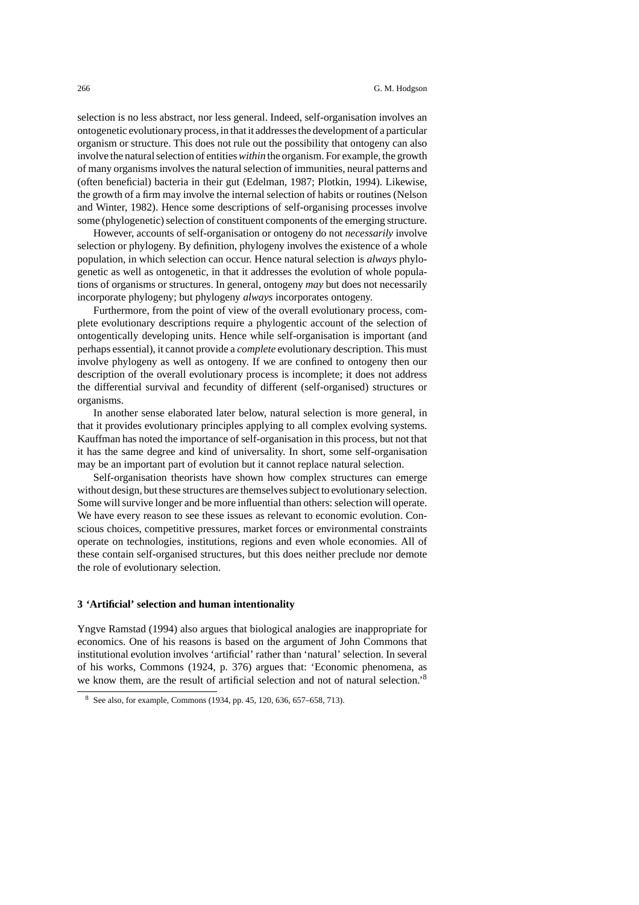selection is no less abstract, nor less general. Indeed, self-organisation involves an ontogenetic evolutionary process, in that it addresses the development of a particular organism or structure. This does not rule out the possibility that ontogeny can also involve the natural selection of entities *within* the organism. For example, the growth of many organisms involves the natural selection of immunities, neural patterns and (often beneficial) bacteria in their gut (Edelman, 1987; Plotkin, 1994). Likewise, the growth of a firm may involve the internal selection of habits or routines (Nelson and Winter, 1982). Hence some descriptions of self-organising processes involve some (phylogenetic) selection of constituent components of the emerging structure.

However, accounts of self-organisation or ontogeny do not *necessarily* involve selection or phylogeny. By definition, phylogeny involves the existence of a whole population, in which selection can occur. Hence natural selection is *always* phylogenetic as well as ontogenetic, in that it addresses the evolution of whole populations of organisms or structures. In general, ontogeny *may* but does not necessarily incorporate phylogeny; but phylogeny *always* incorporates ontogeny.

Furthermore, from the point of view of the overall evolutionary process, complete evolutionary descriptions require a phylogentic account of the selection of ontogentically developing units. Hence while self-organisation is important (and perhaps essential), it cannot provide a *complete* evolutionary description. This must involve phylogeny as well as ontogeny. If we are confined to ontogeny then our description of the overall evolutionary process is incomplete; it does not address the differential survival and fecundity of different (self-organised) structures or organisms.

In another sense elaborated later below, natural selection is more general, in that it provides evolutionary principles applying to all complex evolving systems. Kauffman has noted the importance of self-organisation in this process, but not that it has the same degree and kind of universality. In short, some self-organisation may be an important part of evolution but it cannot replace natural selection.

Self-organisation theorists have shown how complex structures can emerge without design, but these structures are themselves subject to evolutionary selection. Some will survive longer and be more influential than others: selection will operate. We have every reason to see these issues as relevant to economic evolution. Conscious choices, competitive pressures, market forces or environmental constraints operate on technologies, institutions, regions and even whole economies. All of these contain self-organised structures, but this does neither preclude nor demote the role of evolutionary selection.

## 3 'Artificial' selection and human intentionality

Yngve Ramstad (1994) also argues that biological analogies are inappropriate for economics. One of his reasons is based on the argument of John Commons that institutional evolution involves 'artificial' rather than 'natural' selection. In several of his works, Commons (1924, p. 376) argues that: 'Economic phenomena, as we know them, are the result of artificial selection and not of natural selection.'[8]

[8] See also, for example, Commons (1934, pp. 45, 120, 636, 657–658, 713).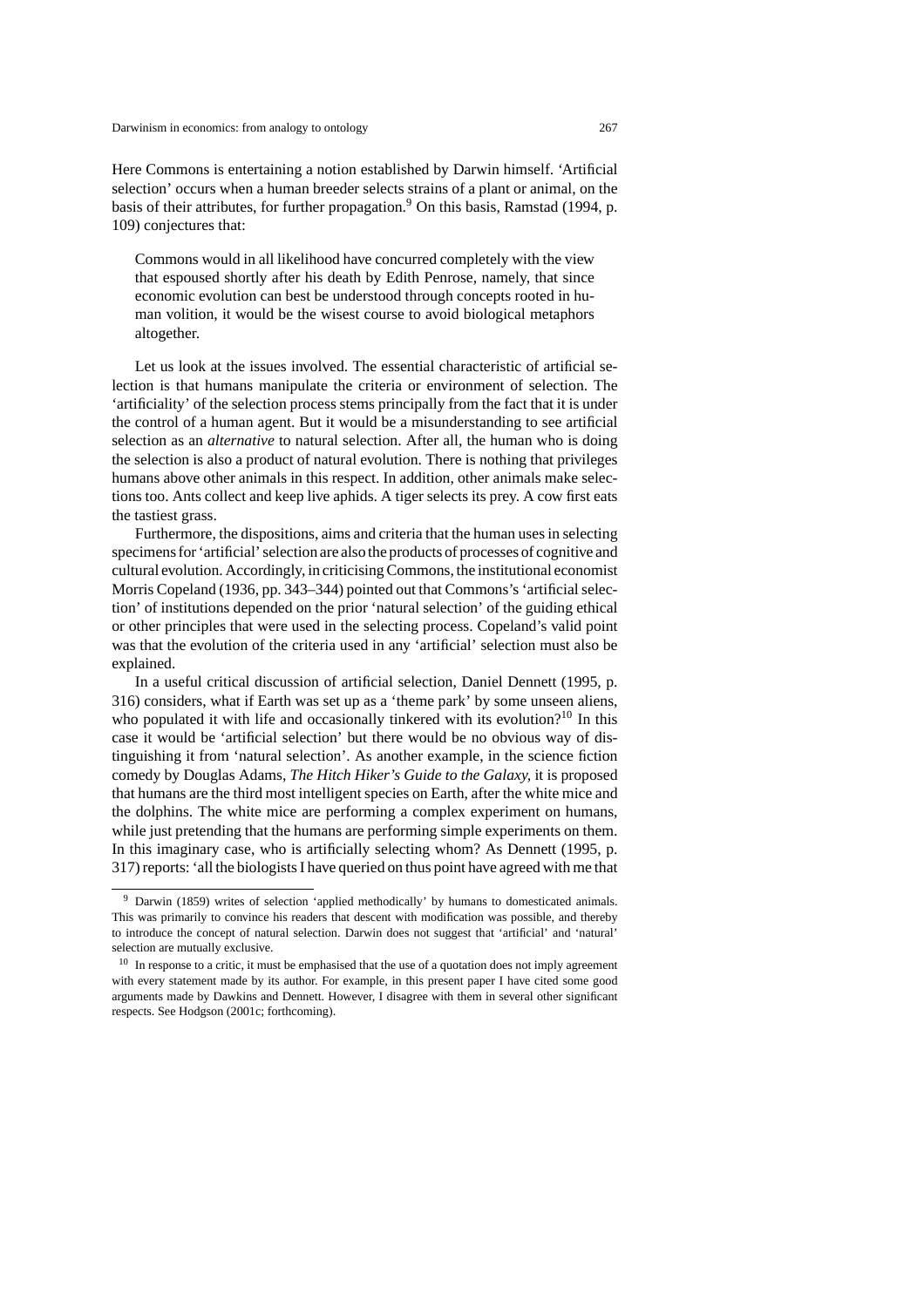Here Commons is entertaining a notion established by Darwin himself. 'Artificial selection' occurs when a human breeder selects strains of a plant or animal, on the basis of their attributes, for further propagation.[9] On this basis, Ramstad (1994, p. 109) conjectures that:

> Commons would in all likelihood have concurred completely with the view that espoused shortly after his death by Edith Penrose, namely, that since economic evolution can best be understood through concepts rooted in human volition, it would be the wisest course to avoid biological metaphors altogether.

Let us look at the issues involved. The essential characteristic of artificial selection is that humans manipulate the criteria or environment of selection. The 'artificiality' of the selection process stems principally from the fact that it is under the control of a human agent. But it would be a misunderstanding to see artificial selection as an *alternative* to natural selection. After all, the human who is doing the selection is also a product of natural evolution. There is nothing that privileges humans above other animals in this respect. In addition, other animals make selections too. Ants collect and keep live aphids. A tiger selects its prey. A cow first eats the tastiest grass.

Furthermore, the dispositions, aims and criteria that the human uses in selecting specimens for 'artificial' selection are also the products of processes of cognitive and cultural evolution. Accordingly, in criticising Commons, the institutional economist Morris Copeland (1936, pp. 343–344) pointed out that Commons's 'artificial selection' of institutions depended on the prior 'natural selection' of the guiding ethical or other principles that were used in the selecting process. Copeland's valid point was that the evolution of the criteria used in any 'artificial' selection must also be explained.

In a useful critical discussion of artificial selection, Daniel Dennett (1995, p. 316) considers, what if Earth was set up as a 'theme park' by some unseen aliens, who populated it with life and occasionally tinkered with its evolution?[10] In this case it would be 'artificial selection' but there would be no obvious way of distinguishing it from 'natural selection'. As another example, in the science fiction comedy by Douglas Adams, *The Hitch Hiker's Guide to the Galaxy*, it is proposed that humans are the third most intelligent species on Earth, after the white mice and the dolphins. The white mice are performing a complex experiment on humans, while just pretending that the humans are performing simple experiments on them. In this imaginary case, who is artificially selecting whom? As Dennett (1995, p. 317) reports: 'all the biologists I have queried on thus point have agreed with me that

---

[9] Darwin (1859) writes of selection 'applied methodically' by humans to domesticated animals. This was primarily to convince his readers that descent with modification was possible, and thereby to introduce the concept of natural selection. Darwin does not suggest that 'artificial' and 'natural' selection are mutually exclusive.

[10] In response to a critic, it must be emphasised that the use of a quotation does not imply agreement with every statement made by its author. For example, in this present paper I have cited some good arguments made by Dawkins and Dennett. However, I disagree with them in several other significant respects. See Hodgson (2001c; forthcoming).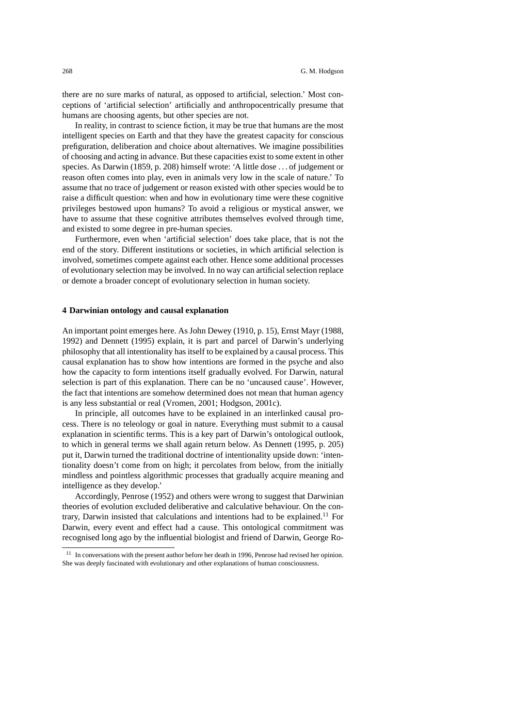there are no sure marks of natural, as opposed to artificial, selection.' Most conceptions of 'artificial selection' artificially and anthropocentrically presume that humans are choosing agents, but other species are not.

In reality, in contrast to science fiction, it may be true that humans are the most intelligent species on Earth and that they have the greatest capacity for conscious prefiguration, deliberation and choice about alternatives. We imagine possibilities of choosing and acting in advance. But these capacities exist to some extent in other species. As Darwin (1859, p. 208) himself wrote: 'A little dose . . . of judgement or reason often comes into play, even in animals very low in the scale of nature.' To assume that no trace of judgement or reason existed with other species would be to raise a difficult question: when and how in evolutionary time were these cognitive privileges bestowed upon humans? To avoid a religious or mystical answer, we have to assume that these cognitive attributes themselves evolved through time, and existed to some degree in pre-human species.

Furthermore, even when 'artificial selection' does take place, that is not the end of the story. Different institutions or societies, in which artificial selection is involved, sometimes compete against each other. Hence some additional processes of evolutionary selection may be involved. In no way can artificial selection replace or demote a broader concept of evolutionary selection in human society.

## 4 Darwinian ontology and causal explanation

An important point emerges here. As John Dewey (1910, p. 15), Ernst Mayr (1988, 1992) and Dennett (1995) explain, it is part and parcel of Darwin's underlying philosophy that all intentionality has itself to be explained by a causal process. This causal explanation has to show how intentions are formed in the psyche and also how the capacity to form intentions itself gradually evolved. For Darwin, natural selection is part of this explanation. There can be no 'uncaused cause'. However, the fact that intentions are somehow determined does not mean that human agency is any less substantial or real (Vromen, 2001; Hodgson, 2001c).

In principle, all outcomes have to be explained in an interlinked causal process. There is no teleology or goal in nature. Everything must submit to a causal explanation in scientific terms. This is a key part of Darwin's ontological outlook, to which in general terms we shall again return below. As Dennett (1995, p. 205) put it, Darwin turned the traditional doctrine of intentionality upside down: 'intentionality doesn't come from on high; it percolates from below, from the initially mindless and pointless algorithmic processes that gradually acquire meaning and intelligence as they develop.'

Accordingly, Penrose (1952) and others were wrong to suggest that Darwinian theories of evolution excluded deliberative and calculative behaviour. On the contrary, Darwin insisted that calculations and intentions had to be explained.[11] For Darwin, every event and effect had a cause. This ontological commitment was recognised long ago by the influential biologist and friend of Darwin, George Ro-

[11] In conversations with the present author before her death in 1996, Penrose had revised her opinion. She was deeply fascinated with evolutionary and other explanations of human consciousness.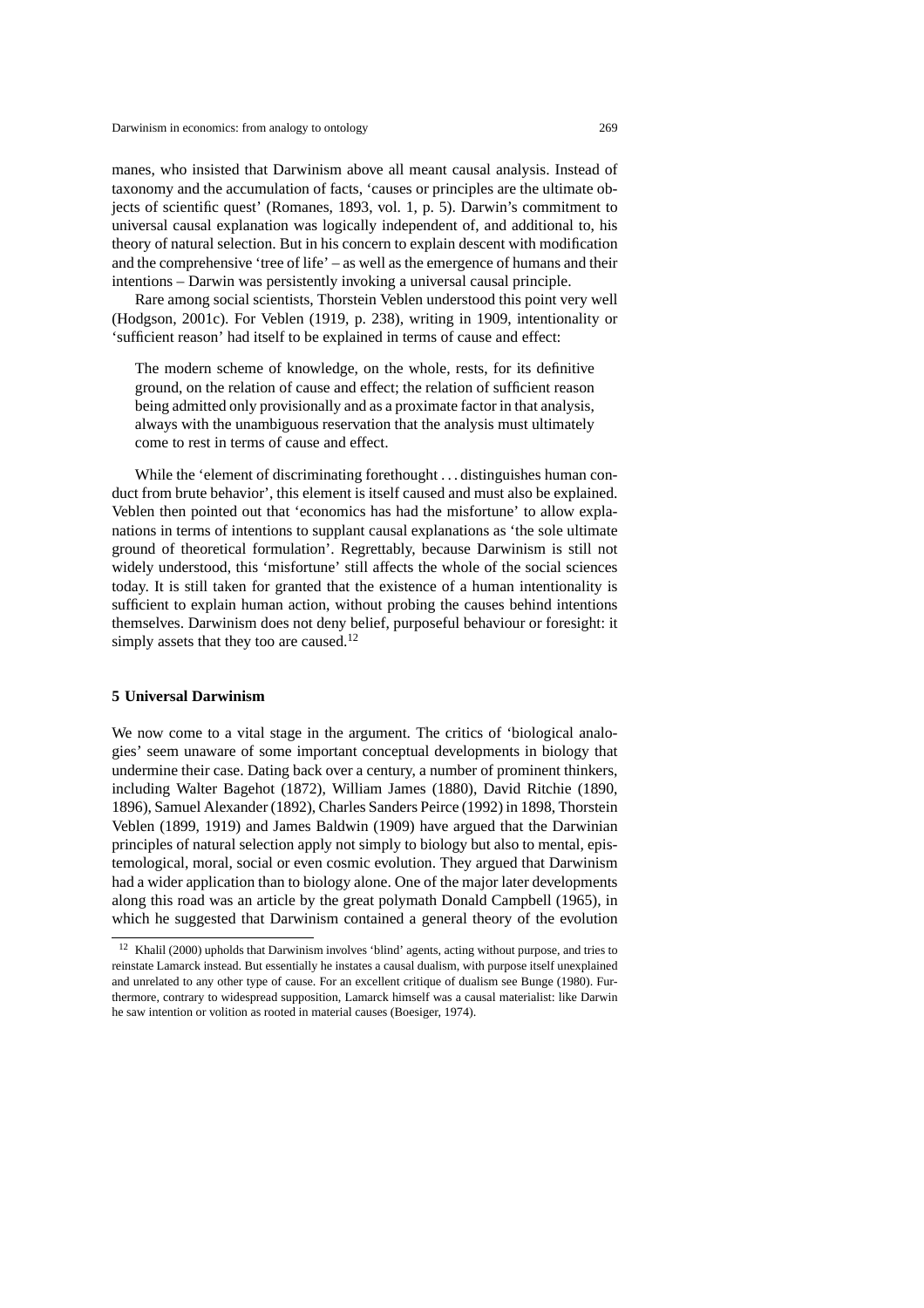manes, who insisted that Darwinism above all meant causal analysis. Instead of taxonomy and the accumulation of facts, 'causes or principles are the ultimate objects of scientific quest' (Romanes, 1893, vol. 1, p. 5). Darwin's commitment to universal causal explanation was logically independent of, and additional to, his theory of natural selection. But in his concern to explain descent with modification and the comprehensive 'tree of life' – as well as the emergence of humans and their intentions – Darwin was persistently invoking a universal causal principle.

Rare among social scientists, Thorstein Veblen understood this point very well (Hodgson, 2001c). For Veblen (1919, p. 238), writing in 1909, intentionality or 'sufficient reason' had itself to be explained in terms of cause and effect:

> The modern scheme of knowledge, on the whole, rests, for its definitive ground, on the relation of cause and effect; the relation of sufficient reason being admitted only provisionally and as a proximate factor in that analysis, always with the unambiguous reservation that the analysis must ultimately come to rest in terms of cause and effect.

While the 'element of discriminating forethought ... distinguishes human conduct from brute behavior', this element is itself caused and must also be explained. Veblen then pointed out that 'economics has had the misfortune' to allow explanations in terms of intentions to supplant causal explanations as 'the sole ultimate ground of theoretical formulation'. Regrettably, because Darwinism is still not widely understood, this 'misfortune' still affects the whole of the social sciences today. It is still taken for granted that the existence of a human intentionality is sufficient to explain human action, without probing the causes behind intentions themselves. Darwinism does not deny belief, purposeful behaviour or foresight: it simply assets that they too are caused.[12]

## 5 Universal Darwinism

We now come to a vital stage in the argument. The critics of 'biological analogies' seem unaware of some important conceptual developments in biology that undermine their case. Dating back over a century, a number of prominent thinkers, including Walter Bagehot (1872), William James (1880), David Ritchie (1890, 1896), Samuel Alexander (1892), Charles Sanders Peirce (1992) in 1898, Thorstein Veblen (1899, 1919) and James Baldwin (1909) have argued that the Darwinian principles of natural selection apply not simply to biology but also to mental, epistemological, moral, social or even cosmic evolution. They argued that Darwinism had a wider application than to biology alone. One of the major later developments along this road was an article by the great polymath Donald Campbell (1965), in which he suggested that Darwinism contained a general theory of the evolution

---

[12] Khalil (2000) upholds that Darwinism involves 'blind' agents, acting without purpose, and tries to reinstate Lamarck instead. But essentially he instates a causal dualism, with purpose itself unexplained and unrelated to any other type of cause. For an excellent critique of dualism see Bunge (1980). Furthermore, contrary to widespread supposition, Lamarck himself was a causal materialist: like Darwin he saw intention or volition as rooted in material causes (Boesiger, 1974).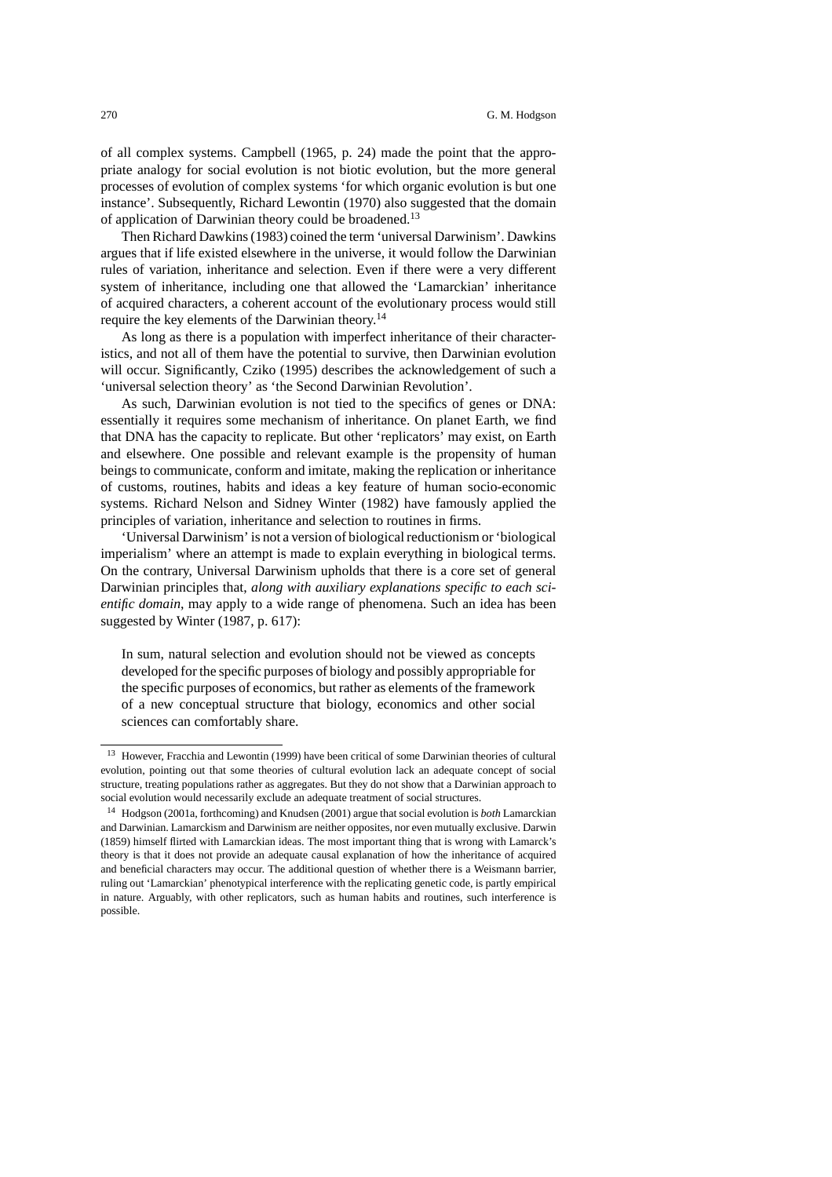of all complex systems. Campbell (1965, p. 24) made the point that the appropriate analogy for social evolution is not biotic evolution, but the more general processes of evolution of complex systems 'for which organic evolution is but one instance'. Subsequently, Richard Lewontin (1970) also suggested that the domain of application of Darwinian theory could be broadened.[13]

Then Richard Dawkins (1983) coined the term 'universal Darwinism'. Dawkins argues that if life existed elsewhere in the universe, it would follow the Darwinian rules of variation, inheritance and selection. Even if there were a very different system of inheritance, including one that allowed the 'Lamarckian' inheritance of acquired characters, a coherent account of the evolutionary process would still require the key elements of the Darwinian theory.[14]

As long as there is a population with imperfect inheritance of their characteristics, and not all of them have the potential to survive, then Darwinian evolution will occur. Significantly, Cziko (1995) describes the acknowledgement of such a 'universal selection theory' as 'the Second Darwinian Revolution'.

As such, Darwinian evolution is not tied to the specifics of genes or DNA: essentially it requires some mechanism of inheritance. On planet Earth, we find that DNA has the capacity to replicate. But other 'replicators' may exist, on Earth and elsewhere. One possible and relevant example is the propensity of human beings to communicate, conform and imitate, making the replication or inheritance of customs, routines, habits and ideas a key feature of human socio-economic systems. Richard Nelson and Sidney Winter (1982) have famously applied the principles of variation, inheritance and selection to routines in firms.

'Universal Darwinism' is not a version of biological reductionism or 'biological imperialism' where an attempt is made to explain everything in biological terms. On the contrary, Universal Darwinism upholds that there is a core set of general Darwinian principles that, *along with auxiliary explanations specific to each scientific domain*, may apply to a wide range of phenomena. Such an idea has been suggested by Winter (1987, p. 617):

> In sum, natural selection and evolution should not be viewed as concepts developed for the specific purposes of biology and possibly appropriable for the specific purposes of economics, but rather as elements of the framework of a new conceptual structure that biology, economics and other social sciences can comfortably share.

---

[13] However, Fracchia and Lewontin (1999) have been critical of some Darwinian theories of cultural evolution, pointing out that some theories of cultural evolution lack an adequate concept of social structure, treating populations rather as aggregates. But they do not show that a Darwinian approach to social evolution would necessarily exclude an adequate treatment of social structures.

[14] Hodgson (2001a, forthcoming) and Knudsen (2001) argue that social evolution is *both* Lamarckian and Darwinian. Lamarckism and Darwinism are neither opposites, nor even mutually exclusive. Darwin (1859) himself flirted with Lamarckian ideas. The most important thing that is wrong with Lamarck's theory is that it does not provide an adequate causal explanation of how the inheritance of acquired and beneficial characters may occur. The additional question of whether there is a Weismann barrier, ruling out 'Lamarckian' phenotypical interference with the replicating genetic code, is partly empirical in nature. Arguably, with other replicators, such as human habits and routines, such interference is possible.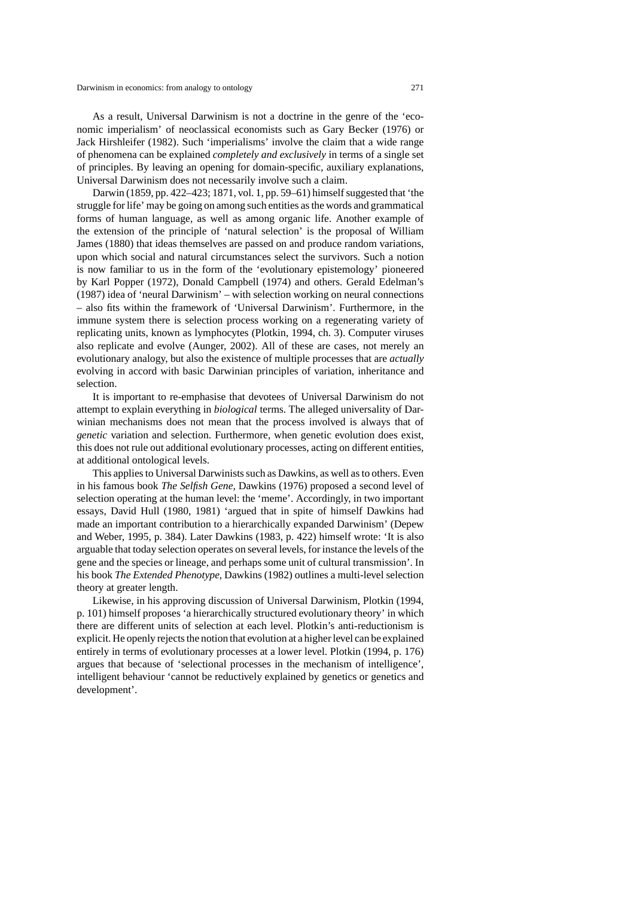As a result, Universal Darwinism is not a doctrine in the genre of the 'economic imperialism' of neoclassical economists such as Gary Becker (1976) or Jack Hirshleifer (1982). Such 'imperialisms' involve the claim that a wide range of phenomena can be explained *completely and exclusively* in terms of a single set of principles. By leaving an opening for domain-specific, auxiliary explanations, Universal Darwinism does not necessarily involve such a claim.

Darwin (1859, pp. 422–423; 1871, vol. 1, pp. 59–61) himself suggested that 'the struggle for life' may be going on among such entities as the words and grammatical forms of human language, as well as among organic life. Another example of the extension of the principle of 'natural selection' is the proposal of William James (1880) that ideas themselves are passed on and produce random variations, upon which social and natural circumstances select the survivors. Such a notion is now familiar to us in the form of the 'evolutionary epistemology' pioneered by Karl Popper (1972), Donald Campbell (1974) and others. Gerald Edelman's (1987) idea of 'neural Darwinism' – with selection working on neural connections – also fits within the framework of 'Universal Darwinism'. Furthermore, in the immune system there is selection process working on a regenerating variety of replicating units, known as lymphocytes (Plotkin, 1994, ch. 3). Computer viruses also replicate and evolve (Aunger, 2002). All of these are cases, not merely an evolutionary analogy, but also the existence of multiple processes that are *actually* evolving in accord with basic Darwinian principles of variation, inheritance and selection.

It is important to re-emphasise that devotees of Universal Darwinism do not attempt to explain everything in *biological* terms. The alleged universality of Darwinian mechanisms does not mean that the process involved is always that of *genetic* variation and selection. Furthermore, when genetic evolution does exist, this does not rule out additional evolutionary processes, acting on different entities, at additional ontological levels.

This applies to Universal Darwinists such as Dawkins, as well as to others. Even in his famous book *The Selfish Gene,* Dawkins (1976) proposed a second level of selection operating at the human level: the 'meme'. Accordingly, in two important essays, David Hull (1980, 1981) 'argued that in spite of himself Dawkins had made an important contribution to a hierarchically expanded Darwinism' (Depew and Weber, 1995, p. 384). Later Dawkins (1983, p. 422) himself wrote: 'It is also arguable that today selection operates on several levels, for instance the levels of the gene and the species or lineage, and perhaps some unit of cultural transmission'. In his book *The Extended Phenotype,* Dawkins (1982) outlines a multi-level selection theory at greater length.

Likewise, in his approving discussion of Universal Darwinism, Plotkin (1994, p. 101) himself proposes 'a hierarchically structured evolutionary theory' in which there are different units of selection at each level. Plotkin's anti-reductionism is explicit. He openly rejects the notion that evolution at a higher level can be explained entirely in terms of evolutionary processes at a lower level. Plotkin (1994, p. 176) argues that because of 'selectional processes in the mechanism of intelligence', intelligent behaviour 'cannot be reductively explained by genetics or genetics and development'.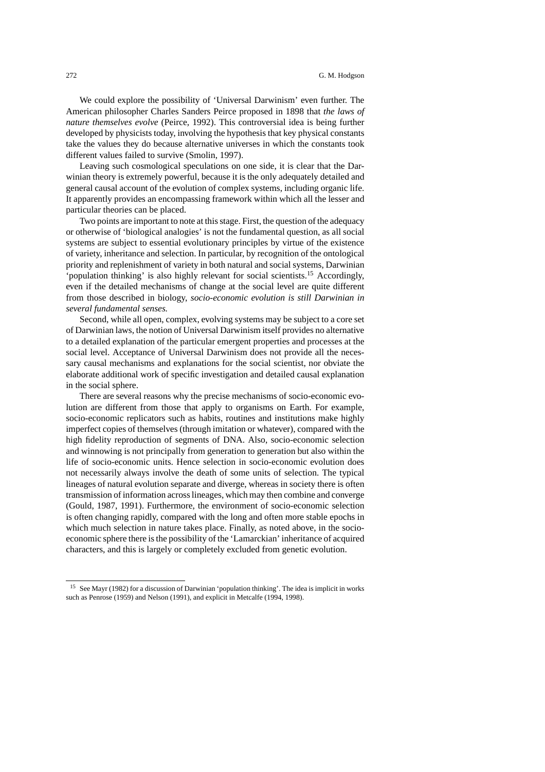We could explore the possibility of 'Universal Darwinism' even further. The American philosopher Charles Sanders Peirce proposed in 1898 that *the laws of nature themselves evolve* (Peirce, 1992). This controversial idea is being further developed by physicists today, involving the hypothesis that key physical constants take the values they do because alternative universes in which the constants took different values failed to survive (Smolin, 1997).

Leaving such cosmological speculations on one side, it is clear that the Darwinian theory is extremely powerful, because it is the only adequately detailed and general causal account of the evolution of complex systems, including organic life. It apparently provides an encompassing framework within which all the lesser and particular theories can be placed.

Two points are important to note at this stage. First, the question of the adequacy or otherwise of 'biological analogies' is not the fundamental question, as all social systems are subject to essential evolutionary principles by virtue of the existence of variety, inheritance and selection. In particular, by recognition of the ontological priority and replenishment of variety in both natural and social systems, Darwinian 'population thinking' is also highly relevant for social scientists.[15] Accordingly, even if the detailed mechanisms of change at the social level are quite different from those described in biology, *socio-economic evolution is still Darwinian in several fundamental senses.*

Second, while all open, complex, evolving systems may be subject to a core set of Darwinian laws, the notion of Universal Darwinism itself provides no alternative to a detailed explanation of the particular emergent properties and processes at the social level. Acceptance of Universal Darwinism does not provide all the necessary causal mechanisms and explanations for the social scientist, nor obviate the elaborate additional work of specific investigation and detailed causal explanation in the social sphere.

There are several reasons why the precise mechanisms of socio-economic evolution are different from those that apply to organisms on Earth. For example, socio-economic replicators such as habits, routines and institutions make highly imperfect copies of themselves (through imitation or whatever), compared with the high fidelity reproduction of segments of DNA. Also, socio-economic selection and winnowing is not principally from generation to generation but also within the life of socio-economic units. Hence selection in socio-economic evolution does not necessarily always involve the death of some units of selection. The typical lineages of natural evolution separate and diverge, whereas in society there is often transmission of information across lineages, which may then combine and converge (Gould, 1987, 1991). Furthermore, the environment of socio-economic selection is often changing rapidly, compared with the long and often more stable epochs in which much selection in nature takes place. Finally, as noted above, in the socio-economic sphere there is the possibility of the 'Lamarckian' inheritance of acquired characters, and this is largely or completely excluded from genetic evolution.

---

[15] See Mayr (1982) for a discussion of Darwinian 'population thinking'. The idea is implicit in works such as Penrose (1959) and Nelson (1991), and explicit in Metcalfe (1994, 1998).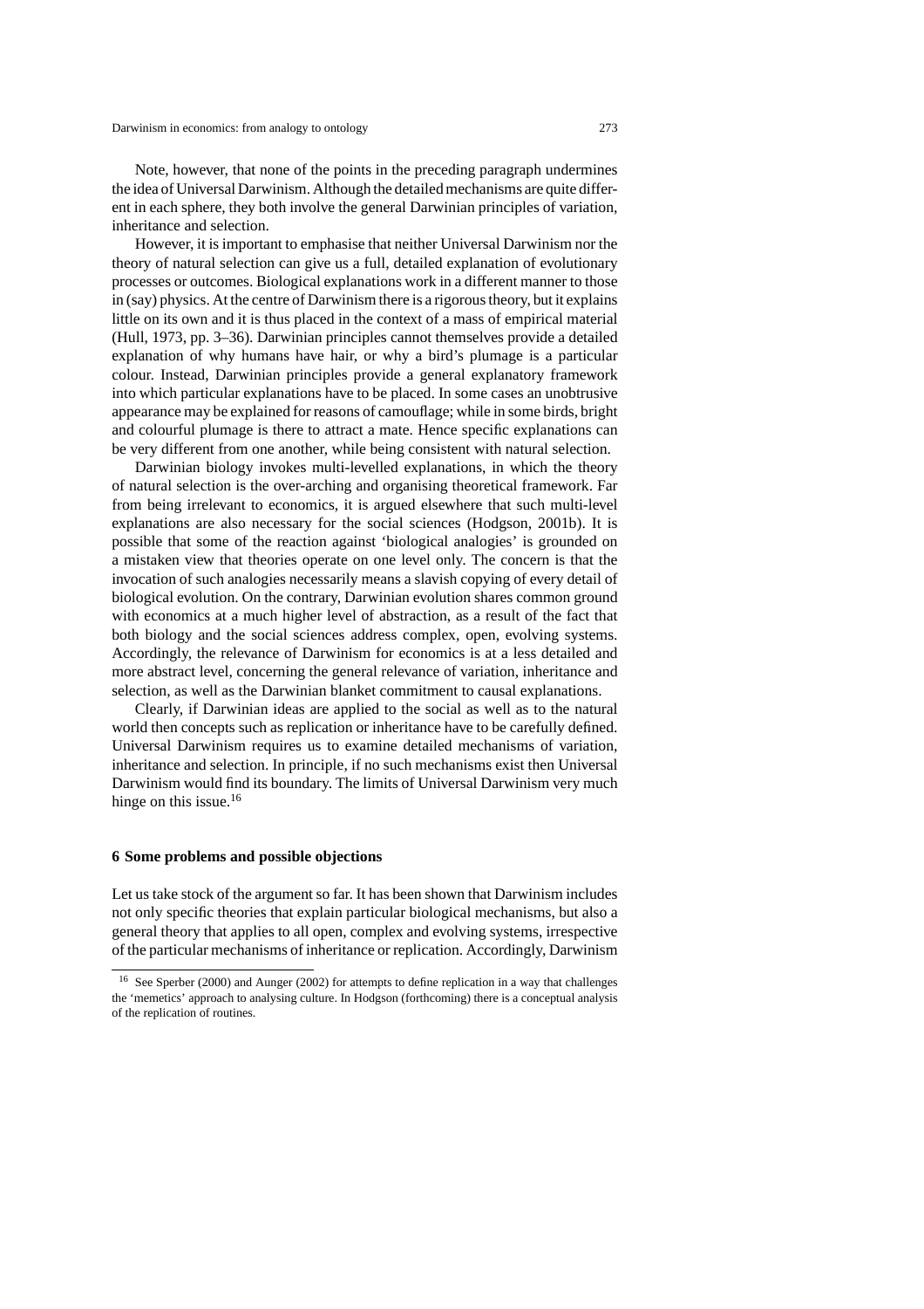Note, however, that none of the points in the preceding paragraph undermines the idea of Universal Darwinism. Although the detailed mechanisms are quite different in each sphere, they both involve the general Darwinian principles of variation, inheritance and selection.

However, it is important to emphasise that neither Universal Darwinism nor the theory of natural selection can give us a full, detailed explanation of evolutionary processes or outcomes. Biological explanations work in a different manner to those in (say) physics. At the centre of Darwinism there is a rigorous theory, but it explains little on its own and it is thus placed in the context of a mass of empirical material (Hull, 1973, pp. 3–36). Darwinian principles cannot themselves provide a detailed explanation of why humans have hair, or why a bird's plumage is a particular colour. Instead, Darwinian principles provide a general explanatory framework into which particular explanations have to be placed. In some cases an unobtrusive appearance may be explained for reasons of camouflage; while in some birds, bright and colourful plumage is there to attract a mate. Hence specific explanations can be very different from one another, while being consistent with natural selection.

Darwinian biology invokes multi-levelled explanations, in which the theory of natural selection is the over-arching and organising theoretical framework. Far from being irrelevant to economics, it is argued elsewhere that such multi-level explanations are also necessary for the social sciences (Hodgson, 2001b). It is possible that some of the reaction against 'biological analogies' is grounded on a mistaken view that theories operate on one level only. The concern is that the invocation of such analogies necessarily means a slavish copying of every detail of biological evolution. On the contrary, Darwinian evolution shares common ground with economics at a much higher level of abstraction, as a result of the fact that both biology and the social sciences address complex, open, evolving systems. Accordingly, the relevance of Darwinism for economics is at a less detailed and more abstract level, concerning the general relevance of variation, inheritance and selection, as well as the Darwinian blanket commitment to causal explanations.

Clearly, if Darwinian ideas are applied to the social as well as to the natural world then concepts such as replication or inheritance have to be carefully defined. Universal Darwinism requires us to examine detailed mechanisms of variation, inheritance and selection. In principle, if no such mechanisms exist then Universal Darwinism would find its boundary. The limits of Universal Darwinism very much hinge on this issue.[16]

## 6 Some problems and possible objections

Let us take stock of the argument so far. It has been shown that Darwinism includes not only specific theories that explain particular biological mechanisms, but also a general theory that applies to all open, complex and evolving systems, irrespective of the particular mechanisms of inheritance or replication. Accordingly, Darwinism

[16] See Sperber (2000) and Aunger (2002) for attempts to define replication in a way that challenges the 'memetics' approach to analysing culture. In Hodgson (forthcoming) there is a conceptual analysis of the replication of routines.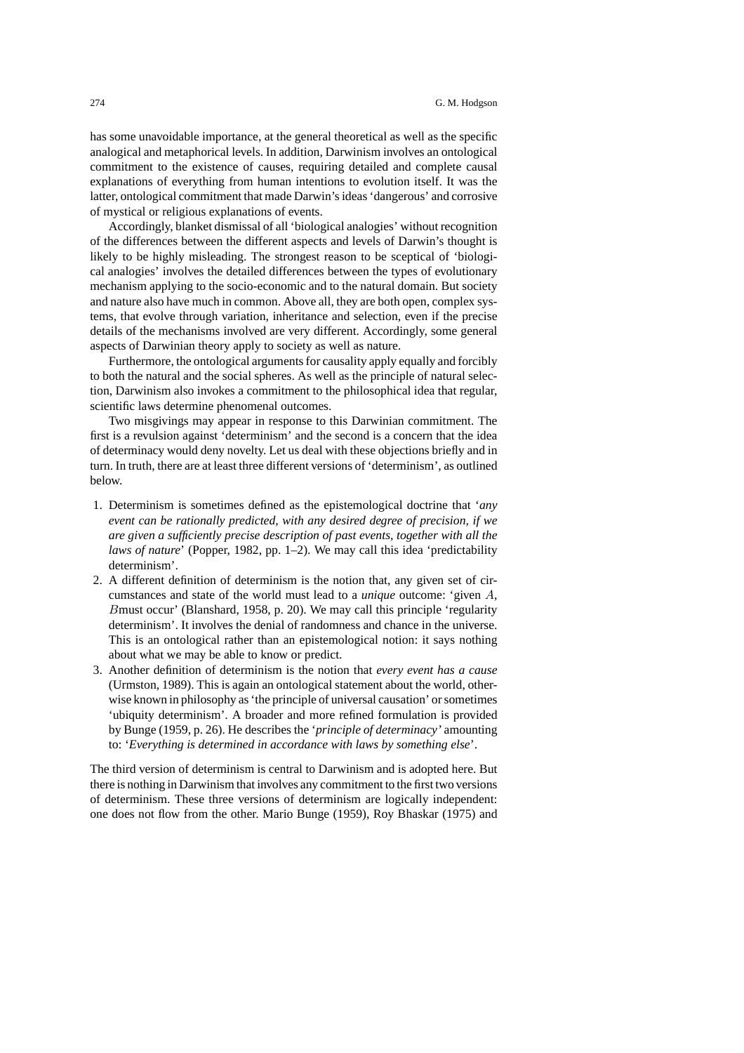has some unavoidable importance, at the general theoretical as well as the specific analogical and metaphorical levels. In addition, Darwinism involves an ontological commitment to the existence of causes, requiring detailed and complete causal explanations of everything from human intentions to evolution itself. It was the latter, ontological commitment that made Darwin's ideas 'dangerous' and corrosive of mystical or religious explanations of events.

Accordingly, blanket dismissal of all 'biological analogies' without recognition of the differences between the different aspects and levels of Darwin's thought is likely to be highly misleading. The strongest reason to be sceptical of 'biological analogies' involves the detailed differences between the types of evolutionary mechanism applying to the socio-economic and to the natural domain. But society and nature also have much in common. Above all, they are both open, complex systems, that evolve through variation, inheritance and selection, even if the precise details of the mechanisms involved are very different. Accordingly, some general aspects of Darwinian theory apply to society as well as nature.

Furthermore, the ontological arguments for causality apply equally and forcibly to both the natural and the social spheres. As well as the principle of natural selection, Darwinism also invokes a commitment to the philosophical idea that regular, scientific laws determine phenomenal outcomes.

Two misgivings may appear in response to this Darwinian commitment. The first is a revulsion against 'determinism' and the second is a concern that the idea of determinacy would deny novelty. Let us deal with these objections briefly and in turn. In truth, there are at least three different versions of 'determinism', as outlined below.

1. Determinism is sometimes defined as the epistemological doctrine that '*any event can be rationally predicted, with any desired degree of precision, if we are given a sufficiently precise description of past events, together with all the laws of nature*' (Popper, 1982, pp. 1–2). We may call this idea 'predictability determinism'.
2. A different definition of determinism is the notion that, any given set of circumstances and state of the world must lead to a *unique* outcome: 'given $A$, $B$must occur' (Blanshard, 1958, p. 20). We may call this principle 'regularity determinism'. It involves the denial of randomness and chance in the universe. This is an ontological rather than an epistemological notion: it says nothing about what we may be able to know or predict.
3. Another definition of determinism is the notion that *every event has a cause* (Urmston, 1989). This is again an ontological statement about the world, otherwise known in philosophy as 'the principle of universal causation' or sometimes 'ubiquity determinism'. A broader and more refined formulation is provided by Bunge (1959, p. 26). He describes the '*principle of determinacy*' amounting to: '*Everything is determined in accordance with laws by something else*'.

The third version of determinism is central to Darwinism and is adopted here. But there is nothing in Darwinism that involves any commitment to the first two versions of determinism. These three versions of determinism are logically independent: one does not flow from the other. Mario Bunge (1959), Roy Bhaskar (1975) and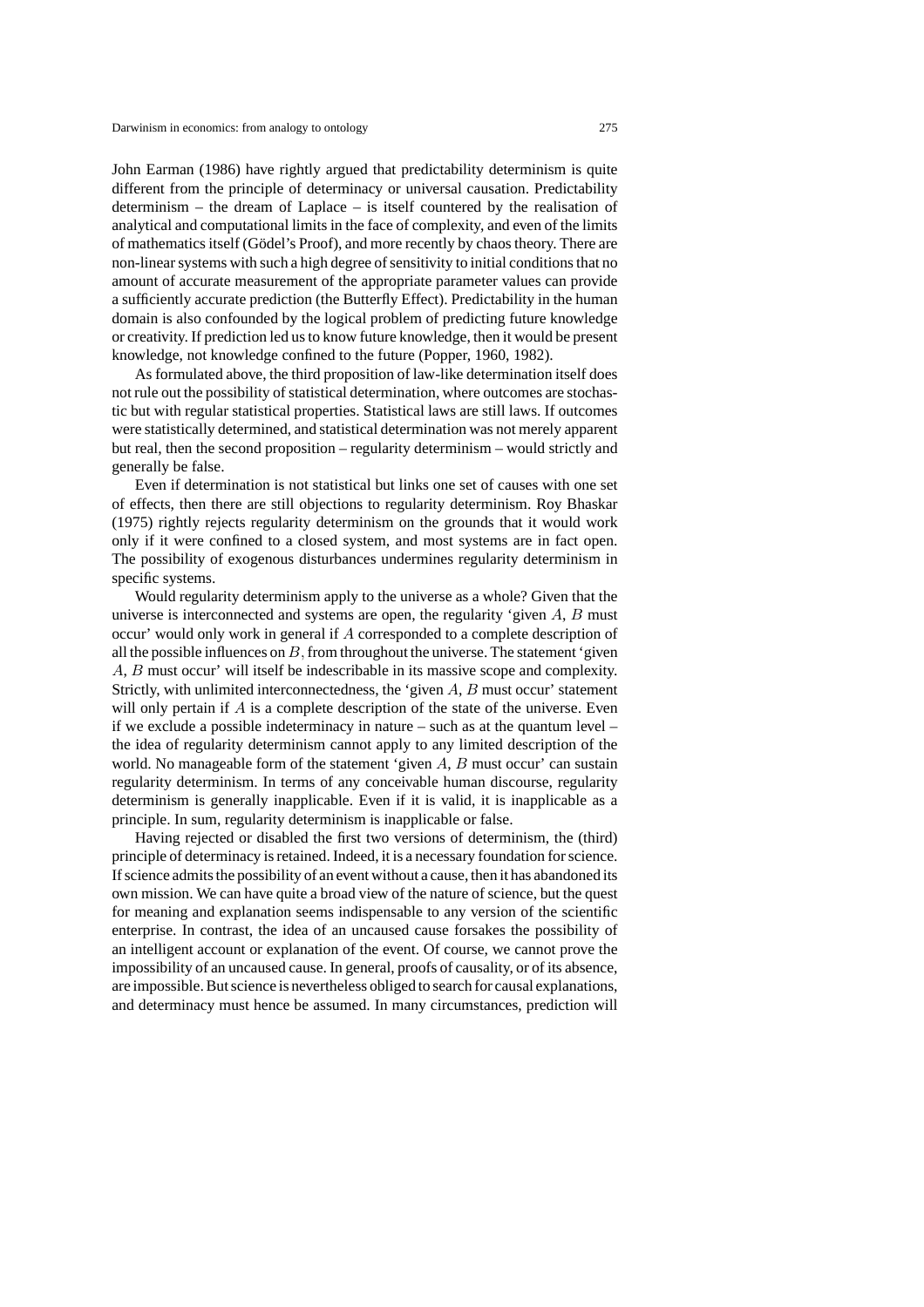John Earman (1986) have rightly argued that predictability determinism is quite different from the principle of determinacy or universal causation. Predictability determinism – the dream of Laplace – is itself countered by the realisation of analytical and computational limits in the face of complexity, and even of the limits of mathematics itself (Gödel's Proof), and more recently by chaos theory. There are non-linear systems with such a high degree of sensitivity to initial conditions that no amount of accurate measurement of the appropriate parameter values can provide a sufficiently accurate prediction (the Butterfly Effect). Predictability in the human domain is also confounded by the logical problem of predicting future knowledge or creativity. If prediction led us to know future knowledge, then it would be present knowledge, not knowledge confined to the future (Popper, 1960, 1982).

As formulated above, the third proposition of law-like determination itself does not rule out the possibility of statistical determination, where outcomes are stochastic but with regular statistical properties. Statistical laws are still laws. If outcomes were statistically determined, and statistical determination was not merely apparent but real, then the second proposition – regularity determinism – would strictly and generally be false.

Even if determination is not statistical but links one set of causes with one set of effects, then there are still objections to regularity determinism. Roy Bhaskar (1975) rightly rejects regularity determinism on the grounds that it would work only if it were confined to a closed system, and most systems are in fact open. The possibility of exogenous disturbances undermines regularity determinism in specific systems.

Would regularity determinism apply to the universe as a whole? Given that the universe is interconnected and systems are open, the regularity 'given $A$, $B$ must occur' would only work in general if $A$ corresponded to a complete description of all the possible influences on $B$, from throughout the universe. The statement 'given $A$, $B$ must occur' will itself be indescribable in its massive scope and complexity. Strictly, with unlimited interconnectedness, the 'given $A$, $B$ must occur' statement will only pertain if $A$ is a complete description of the state of the universe. Even if we exclude a possible indeterminacy in nature – such as at the quantum level – the idea of regularity determinism cannot apply to any limited description of the world. No manageable form of the statement 'given $A$, $B$ must occur' can sustain regularity determinism. In terms of any conceivable human discourse, regularity determinism is generally inapplicable. Even if it is valid, it is inapplicable as a principle. In sum, regularity determinism is inapplicable or false.

Having rejected or disabled the first two versions of determinism, the (third) principle of determinacy is retained. Indeed, it is a necessary foundation for science. If science admits the possibility of an event without a cause, then it has abandoned its own mission. We can have quite a broad view of the nature of science, but the quest for meaning and explanation seems indispensable to any version of the scientific enterprise. In contrast, the idea of an uncaused cause forsakes the possibility of an intelligent account or explanation of the event. Of course, we cannot prove the impossibility of an uncaused cause. In general, proofs of causality, or of its absence, are impossible. But science is nevertheless obliged to search for causal explanations, and determinacy must hence be assumed. In many circumstances, prediction will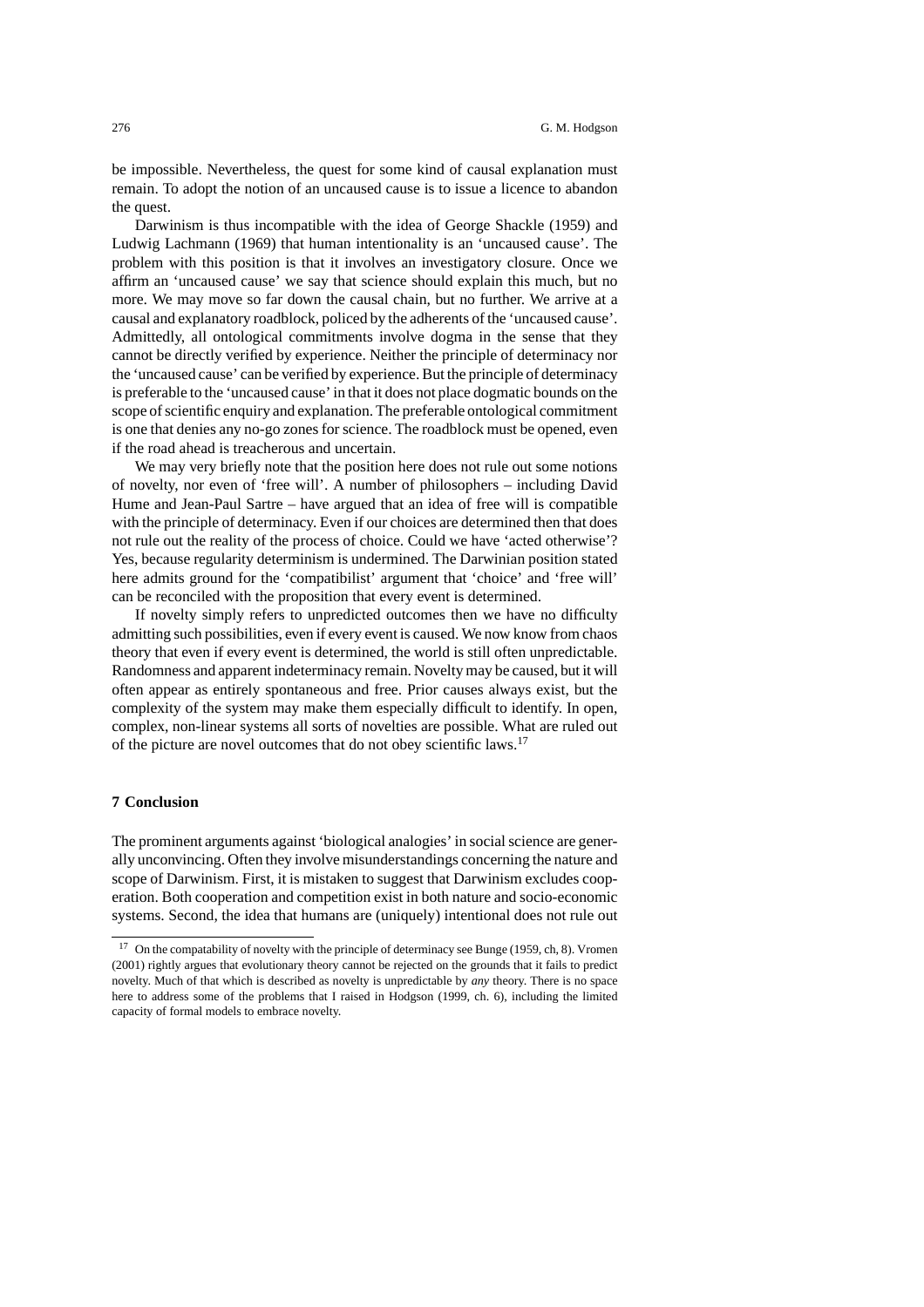be impossible. Nevertheless, the quest for some kind of causal explanation must remain. To adopt the notion of an uncaused cause is to issue a licence to abandon the quest.

Darwinism is thus incompatible with the idea of George Shackle (1959) and Ludwig Lachmann (1969) that human intentionality is an 'uncaused cause'. The problem with this position is that it involves an investigatory closure. Once we affirm an 'uncaused cause' we say that science should explain this much, but no more. We may move so far down the causal chain, but no further. We arrive at a causal and explanatory roadblock, policed by the adherents of the 'uncaused cause'. Admittedly, all ontological commitments involve dogma in the sense that they cannot be directly verified by experience. Neither the principle of determinacy nor the 'uncaused cause' can be verified by experience. But the principle of determinacy is preferable to the 'uncaused cause' in that it does not place dogmatic bounds on the scope of scientific enquiry and explanation. The preferable ontological commitment is one that denies any no-go zones for science. The roadblock must be opened, even if the road ahead is treacherous and uncertain.

We may very briefly note that the position here does not rule out some notions of novelty, nor even of 'free will'. A number of philosophers – including David Hume and Jean-Paul Sartre – have argued that an idea of free will is compatible with the principle of determinacy. Even if our choices are determined then that does not rule out the reality of the process of choice. Could we have 'acted otherwise'? Yes, because regularity determinism is undermined. The Darwinian position stated here admits ground for the 'compatibilist' argument that 'choice' and 'free will' can be reconciled with the proposition that every event is determined.

If novelty simply refers to unpredicted outcomes then we have no difficulty admitting such possibilities, even if every event is caused. We now know from chaos theory that even if every event is determined, the world is still often unpredictable. Randomness and apparent indeterminacy remain. Novelty may be caused, but it will often appear as entirely spontaneous and free. Prior causes always exist, but the complexity of the system may make them especially difficult to identify. In open, complex, non-linear systems all sorts of novelties are possible. What are ruled out of the picture are novel outcomes that do not obey scientific laws.[17]

## 7 Conclusion

The prominent arguments against 'biological analogies' in social science are generally unconvincing. Often they involve misunderstandings concerning the nature and scope of Darwinism. First, it is mistaken to suggest that Darwinism excludes cooperation. Both cooperation and competition exist in both nature and socio-economic systems. Second, the idea that humans are (uniquely) intentional does not rule out

[17] On the compatability of novelty with the principle of determinacy see Bunge (1959, ch, 8). Vromen (2001) rightly argues that evolutionary theory cannot be rejected on the grounds that it fails to predict novelty. Much of that which is described as novelty is unpredictable by *any* theory. There is no space here to address some of the problems that I raised in Hodgson (1999, ch. 6), including the limited capacity of formal models to embrace novelty.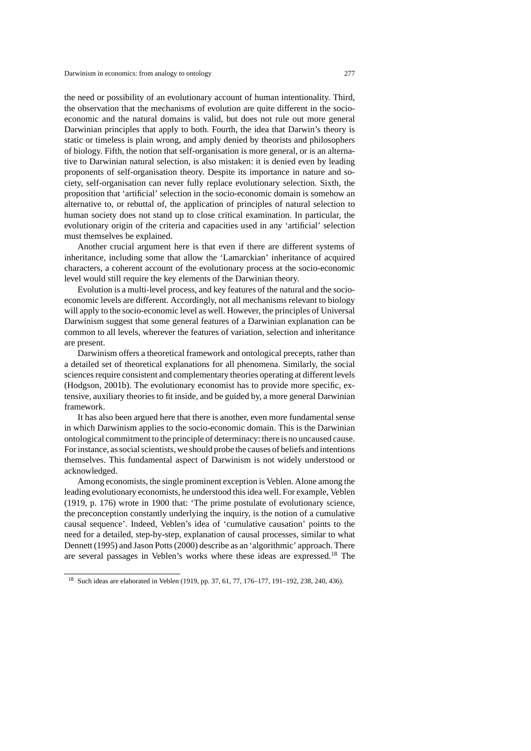the need or possibility of an evolutionary account of human intentionality. Third, the observation that the mechanisms of evolution are quite different in the socio-economic and the natural domains is valid, but does not rule out more general Darwinian principles that apply to both. Fourth, the idea that Darwin's theory is static or timeless is plain wrong, and amply denied by theorists and philosophers of biology. Fifth, the notion that self-organisation is more general, or is an alternative to Darwinian natural selection, is also mistaken: it is denied even by leading proponents of self-organisation theory. Despite its importance in nature and society, self-organisation can never fully replace evolutionary selection. Sixth, the proposition that 'artificial' selection in the socio-economic domain is somehow an alternative to, or rebuttal of, the application of principles of natural selection to human society does not stand up to close critical examination. In particular, the evolutionary origin of the criteria and capacities used in any 'artificial' selection must themselves be explained.

Another crucial argument here is that even if there are different systems of inheritance, including some that allow the 'Lamarckian' inheritance of acquired characters, a coherent account of the evolutionary process at the socio-economic level would still require the key elements of the Darwinian theory.

Evolution is a multi-level process, and key features of the natural and the socio-economic levels are different. Accordingly, not all mechanisms relevant to biology will apply to the socio-economic level as well. However, the principles of Universal Darwinism suggest that some general features of a Darwinian explanation can be common to all levels, wherever the features of variation, selection and inheritance are present.

Darwinism offers a theoretical framework and ontological precepts, rather than a detailed set of theoretical explanations for all phenomena. Similarly, the social sciences require consistent and complementary theories operating at different levels (Hodgson, 2001b). The evolutionary economist has to provide more specific, extensive, auxiliary theories to fit inside, and be guided by, a more general Darwinian framework.

It has also been argued here that there is another, even more fundamental sense in which Darwinism applies to the socio-economic domain. This is the Darwinian ontological commitment to the principle of determinacy: there is no uncaused cause. For instance, as social scientists, we should probe the causes of beliefs and intentions themselves. This fundamental aspect of Darwinism is not widely understood or acknowledged.

Among economists, the single prominent exception is Veblen. Alone among the leading evolutionary economists, he understood this idea well. For example, Veblen (1919, p. 176) wrote in 1900 that: 'The prime postulate of evolutionary science, the preconception constantly underlying the inquiry, is the notion of a cumulative causal sequence'. Indeed, Veblen's idea of 'cumulative causation' points to the need for a detailed, step-by-step, explanation of causal processes, similar to what Dennett (1995) and Jason Potts (2000) describe as an 'algorithmic' approach. There are several passages in Veblen's works where these ideas are expressed.[18] The

[18] Such ideas are elaborated in Veblen (1919, pp. 37, 61, 77, 176–177, 191–192, 238, 240, 436).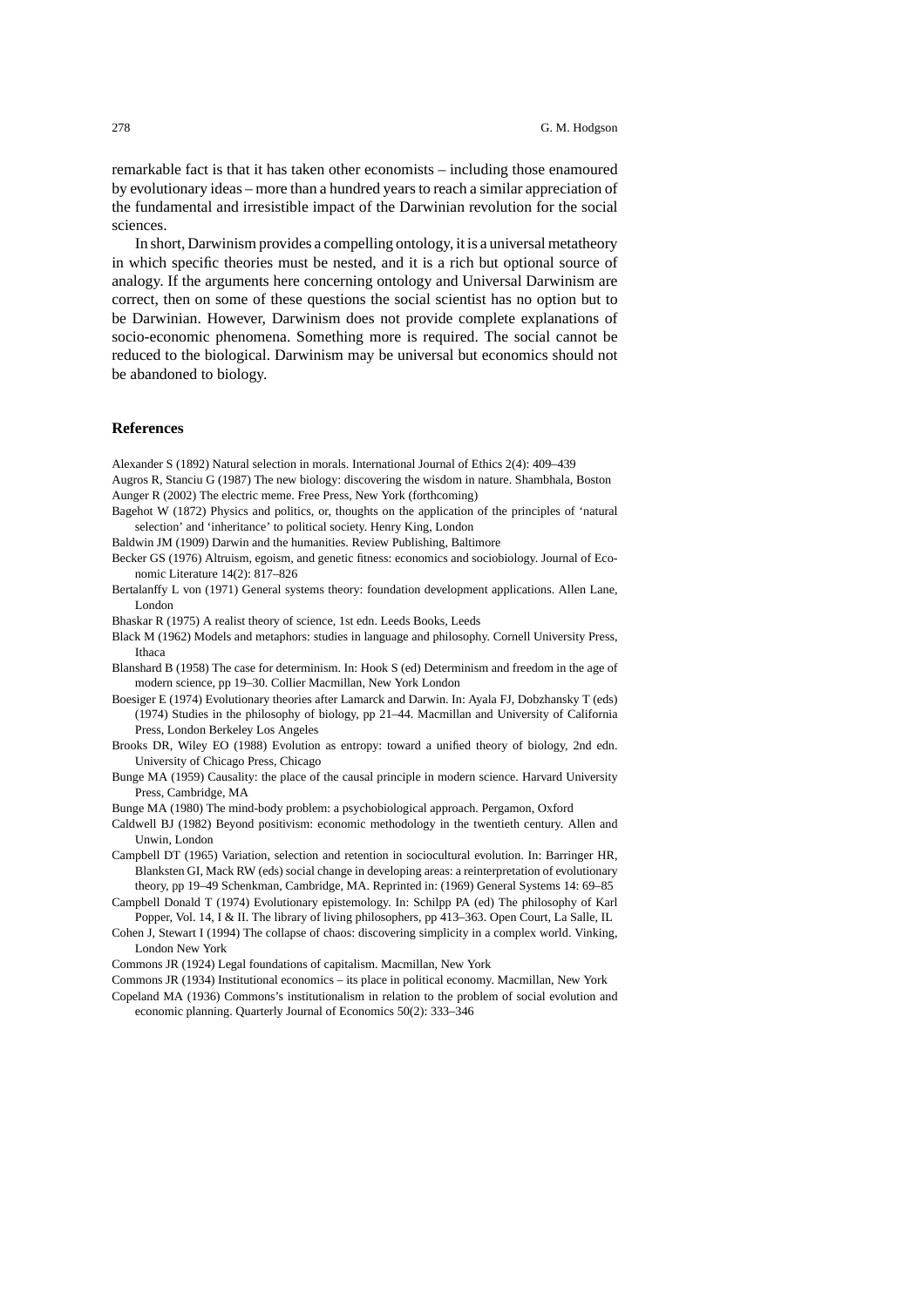remarkable fact is that it has taken other economists – including those enamoured by evolutionary ideas – more than a hundred years to reach a similar appreciation of the fundamental and irresistible impact of the Darwinian revolution for the social sciences.

In short, Darwinism provides a compelling ontology, it is a universal metatheory in which specific theories must be nested, and it is a rich but optional source of analogy. If the arguments here concerning ontology and Universal Darwinism are correct, then on some of these questions the social scientist has no option but to be Darwinian. However, Darwinism does not provide complete explanations of socio-economic phenomena. Something more is required. The social cannot be reduced to the biological. Darwinism may be universal but economics should not be abandoned to biology.

## References

Alexander S (1892) Natural selection in morals. International Journal of Ethics 2(4): 409–439

Augros R, Stanciu G (1987) The new biology: discovering the wisdom in nature. Shambhala, Boston

Aunger R (2002) The electric meme. Free Press, New York (forthcoming)

Bagehot W (1872) Physics and politics, or, thoughts on the application of the principles of 'natural selection' and 'inheritance' to political society. Henry King, London

Baldwin JM (1909) Darwin and the humanities. Review Publishing, Baltimore

Becker GS (1976) Altruism, egoism, and genetic fitness: economics and sociobiology. Journal of Economic Literature 14(2): 817–826

Bertalanffy L von (1971) General systems theory: foundation development applications. Allen Lane, London

Bhaskar R (1975) A realist theory of science, 1st edn. Leeds Books, Leeds

Black M (1962) Models and metaphors: studies in language and philosophy. Cornell University Press, Ithaca

Blanshard B (1958) The case for determinism. In: Hook S (ed) Determinism and freedom in the age of modern science, pp 19–30. Collier Macmillan, New York London

Boesiger E (1974) Evolutionary theories after Lamarck and Darwin. In: Ayala FJ, Dobzhansky T (eds) (1974) Studies in the philosophy of biology, pp 21–44. Macmillan and University of California Press, London Berkeley Los Angeles

Brooks DR, Wiley EO (1988) Evolution as entropy: toward a unified theory of biology, 2nd edn. University of Chicago Press, Chicago

Bunge MA (1959) Causality: the place of the causal principle in modern science. Harvard University Press, Cambridge, MA

Bunge MA (1980) The mind-body problem: a psychobiological approach. Pergamon, Oxford

Caldwell BJ (1982) Beyond positivism: economic methodology in the twentieth century. Allen and Unwin, London

Campbell DT (1965) Variation, selection and retention in sociocultural evolution. In: Barringer HR, Blanksten GI, Mack RW (eds) social change in developing areas: a reinterpretation of evolutionary theory, pp 19–49 Schenkman, Cambridge, MA. Reprinted in: (1969) General Systems 14: 69–85

Campbell Donald T (1974) Evolutionary epistemology. In: Schilpp PA (ed) The philosophy of Karl Popper, Vol. 14, I & II. The library of living philosophers, pp 413–363. Open Court, La Salle, IL

Cohen J, Stewart I (1994) The collapse of chaos: discovering simplicity in a complex world. Vinking, London New York

Commons JR (1924) Legal foundations of capitalism. Macmillan, New York

Commons JR (1934) Institutional economics – its place in political economy. Macmillan, New York

Copeland MA (1936) Commons's institutionalism in relation to the problem of social evolution and economic planning. Quarterly Journal of Economics 50(2): 333–346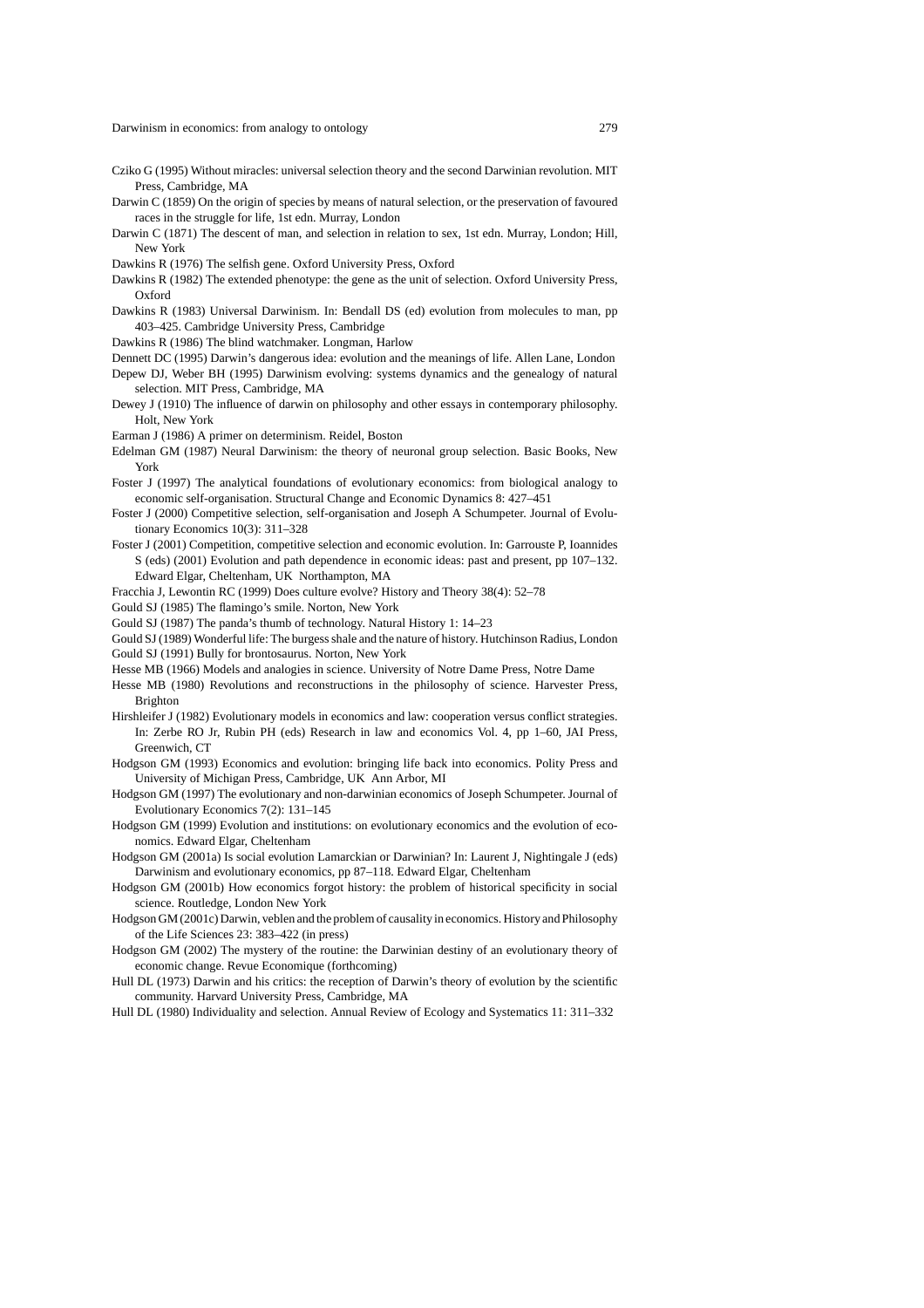Cziko G (1995) Without miracles: universal selection theory and the second Darwinian revolution. MIT Press, Cambridge, MA

Darwin C (1859) On the origin of species by means of natural selection, or the preservation of favoured races in the struggle for life, 1st edn. Murray, London

Darwin C (1871) The descent of man, and selection in relation to sex, 1st edn. Murray, London; Hill, New York

Dawkins R (1976) The selfish gene. Oxford University Press, Oxford

Dawkins R (1982) The extended phenotype: the gene as the unit of selection. Oxford University Press, Oxford

Dawkins R (1983) Universal Darwinism. In: Bendall DS (ed) evolution from molecules to man, pp 403–425. Cambridge University Press, Cambridge

Dawkins R (1986) The blind watchmaker. Longman, Harlow

Dennett DC (1995) Darwin's dangerous idea: evolution and the meanings of life. Allen Lane, London

Depew DJ, Weber BH (1995) Darwinism evolving: systems dynamics and the genealogy of natural selection. MIT Press, Cambridge, MA

Dewey J (1910) The influence of darwin on philosophy and other essays in contemporary philosophy. Holt, New York

Earman J (1986) A primer on determinism. Reidel, Boston

Edelman GM (1987) Neural Darwinism: the theory of neuronal group selection. Basic Books, New York

Foster J (1997) The analytical foundations of evolutionary economics: from biological analogy to economic self-organisation. Structural Change and Economic Dynamics 8: 427–451

Foster J (2000) Competitive selection, self-organisation and Joseph A Schumpeter. Journal of Evolutionary Economics 10(3): 311–328

Foster J (2001) Competition, competitive selection and economic evolution. In: Garrouste P, Ioannides S (eds) (2001) Evolution and path dependence in economic ideas: past and present, pp 107–132. Edward Elgar, Cheltenham, UK Northampton, MA

Fracchia J, Lewontin RC (1999) Does culture evolve? History and Theory 38(4): 52–78

Gould SJ (1985) The flamingo's smile. Norton, New York

Gould SJ (1987) The panda's thumb of technology. Natural History 1: 14–23

Gould SJ (1989) Wonderful life: The burgess shale and the nature of history. Hutchinson Radius, London

Gould SJ (1991) Bully for brontosaurus. Norton, New York

Hesse MB (1966) Models and analogies in science. University of Notre Dame Press, Notre Dame

Hesse MB (1980) Revolutions and reconstructions in the philosophy of science. Harvester Press, Brighton

Hirshleifer J (1982) Evolutionary models in economics and law: cooperation versus conflict strategies. In: Zerbe RO Jr, Rubin PH (eds) Research in law and economics Vol. 4, pp 1–60, JAI Press, Greenwich, CT

Hodgson GM (1993) Economics and evolution: bringing life back into economics. Polity Press and University of Michigan Press, Cambridge, UK Ann Arbor, MI

Hodgson GM (1997) The evolutionary and non-darwinian economics of Joseph Schumpeter. Journal of Evolutionary Economics 7(2): 131–145

Hodgson GM (1999) Evolution and institutions: on evolutionary economics and the evolution of economics. Edward Elgar, Cheltenham

Hodgson GM (2001a) Is social evolution Lamarckian or Darwinian? In: Laurent J, Nightingale J (eds) Darwinism and evolutionary economics, pp 87–118. Edward Elgar, Cheltenham

Hodgson GM (2001b) How economics forgot history: the problem of historical specificity in social science. Routledge, London New York

Hodgson GM (2001c) Darwin, veblen and the problem of causality in economics. History and Philosophy of the Life Sciences 23: 383–422 (in press)

Hodgson GM (2002) The mystery of the routine: the Darwinian destiny of an evolutionary theory of economic change. Revue Economique (forthcoming)

Hull DL (1973) Darwin and his critics: the reception of Darwin's theory of evolution by the scientific community. Harvard University Press, Cambridge, MA

Hull DL (1980) Individuality and selection. Annual Review of Ecology and Systematics 11: 311–332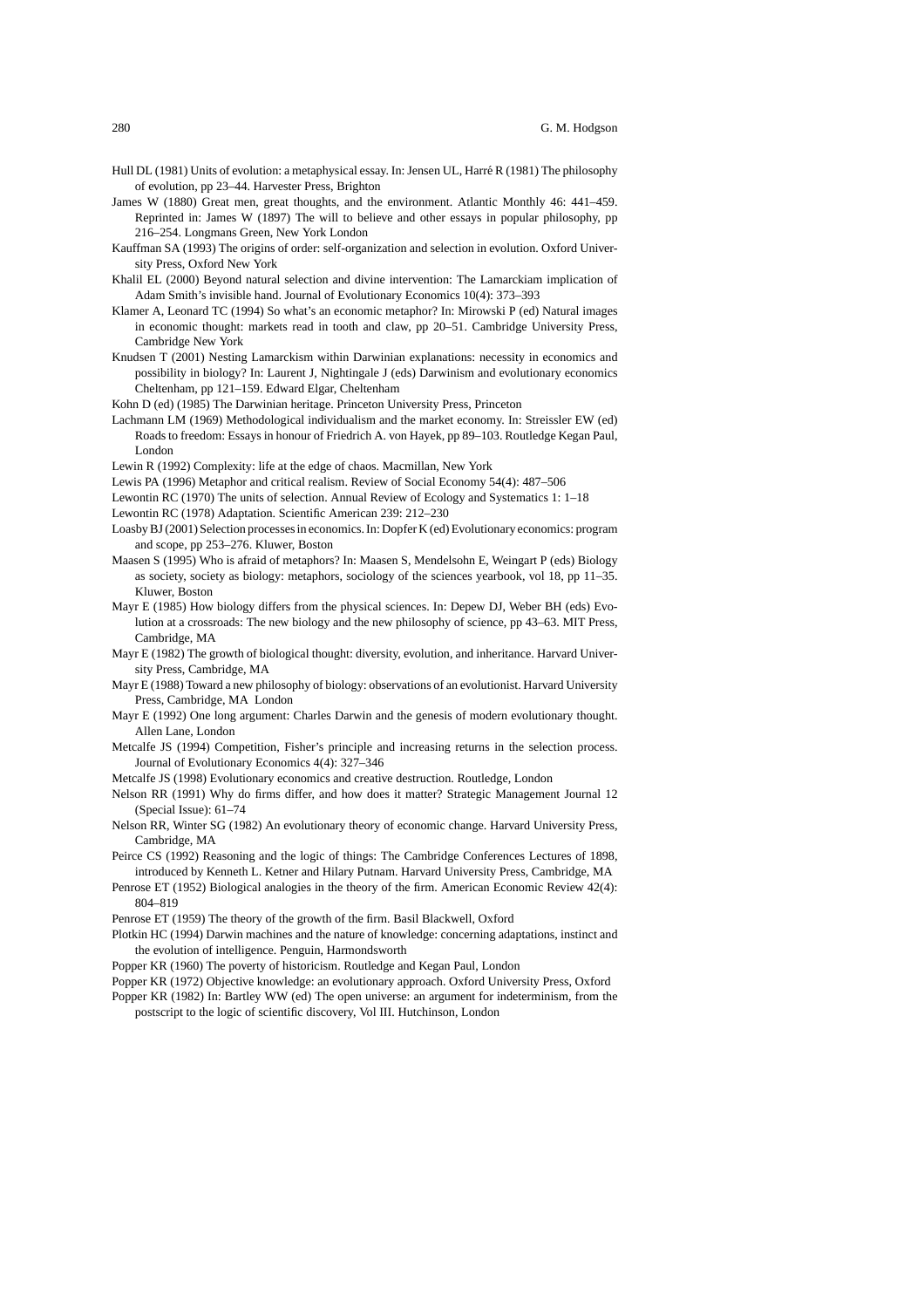Hull DL (1981) Units of evolution: a metaphysical essay. In: Jensen UL, Harré R (1981) The philosophy of evolution, pp 23–44. Harvester Press, Brighton

James W (1880) Great men, great thoughts, and the environment. Atlantic Monthly 46: 441–459. Reprinted in: James W (1897) The will to believe and other essays in popular philosophy, pp 216–254. Longmans Green, New York London

Kauffman SA (1993) The origins of order: self-organization and selection in evolution. Oxford University Press, Oxford New York

Khalil EL (2000) Beyond natural selection and divine intervention: The Lamarckiam implication of Adam Smith's invisible hand. Journal of Evolutionary Economics 10(4): 373–393

Klamer A, Leonard TC (1994) So what's an economic metaphor? In: Mirowski P (ed) Natural images in economic thought: markets read in tooth and claw, pp 20–51. Cambridge University Press, Cambridge New York

Knudsen T (2001) Nesting Lamarckism within Darwinian explanations: necessity in economics and possibility in biology? In: Laurent J, Nightingale J (eds) Darwinism and evolutionary economics Cheltenham, pp 121–159. Edward Elgar, Cheltenham

Kohn D (ed) (1985) The Darwinian heritage. Princeton University Press, Princeton

Lachmann LM (1969) Methodological individualism and the market economy. In: Streissler EW (ed) Roads to freedom: Essays in honour of Friedrich A. von Hayek, pp 89–103. Routledge Kegan Paul, London

Lewin R (1992) Complexity: life at the edge of chaos. Macmillan, New York

Lewis PA (1996) Metaphor and critical realism. Review of Social Economy 54(4): 487–506

Lewontin RC (1970) The units of selection. Annual Review of Ecology and Systematics 1: 1–18

Lewontin RC (1978) Adaptation. Scientific American 239: 212–230

Loasby BJ (2001) Selection processes in economics. In: Dopfer K (ed) Evolutionary economics: program and scope, pp 253–276. Kluwer, Boston

Maasen S (1995) Who is afraid of metaphors? In: Maasen S, Mendelsohn E, Weingart P (eds) Biology as society, society as biology: metaphors, sociology of the sciences yearbook, vol 18, pp 11–35. Kluwer, Boston

Mayr E (1985) How biology differs from the physical sciences. In: Depew DJ, Weber BH (eds) Evolution at a crossroads: The new biology and the new philosophy of science, pp 43–63. MIT Press, Cambridge, MA

Mayr E (1982) The growth of biological thought: diversity, evolution, and inheritance. Harvard University Press, Cambridge, MA

Mayr E (1988) Toward a new philosophy of biology: observations of an evolutionist. Harvard University Press, Cambridge, MA London

Mayr E (1992) One long argument: Charles Darwin and the genesis of modern evolutionary thought. Allen Lane, London

Metcalfe JS (1994) Competition, Fisher's principle and increasing returns in the selection process. Journal of Evolutionary Economics 4(4): 327–346

Metcalfe JS (1998) Evolutionary economics and creative destruction. Routledge, London

Nelson RR (1991) Why do firms differ, and how does it matter? Strategic Management Journal 12 (Special Issue): 61–74

Nelson RR, Winter SG (1982) An evolutionary theory of economic change. Harvard University Press, Cambridge, MA

Peirce CS (1992) Reasoning and the logic of things: The Cambridge Conferences Lectures of 1898, introduced by Kenneth L. Ketner and Hilary Putnam. Harvard University Press, Cambridge, MA

Penrose ET (1952) Biological analogies in the theory of the firm. American Economic Review 42(4): 804–819

Penrose ET (1959) The theory of the growth of the firm. Basil Blackwell, Oxford

Plotkin HC (1994) Darwin machines and the nature of knowledge: concerning adaptations, instinct and the evolution of intelligence. Penguin, Harmondsworth

Popper KR (1960) The poverty of historicism. Routledge and Kegan Paul, London

Popper KR (1972) Objective knowledge: an evolutionary approach. Oxford University Press, Oxford

Popper KR (1982) In: Bartley WW (ed) The open universe: an argument for indeterminism, from the postscript to the logic of scientific discovery, Vol III. Hutchinson, London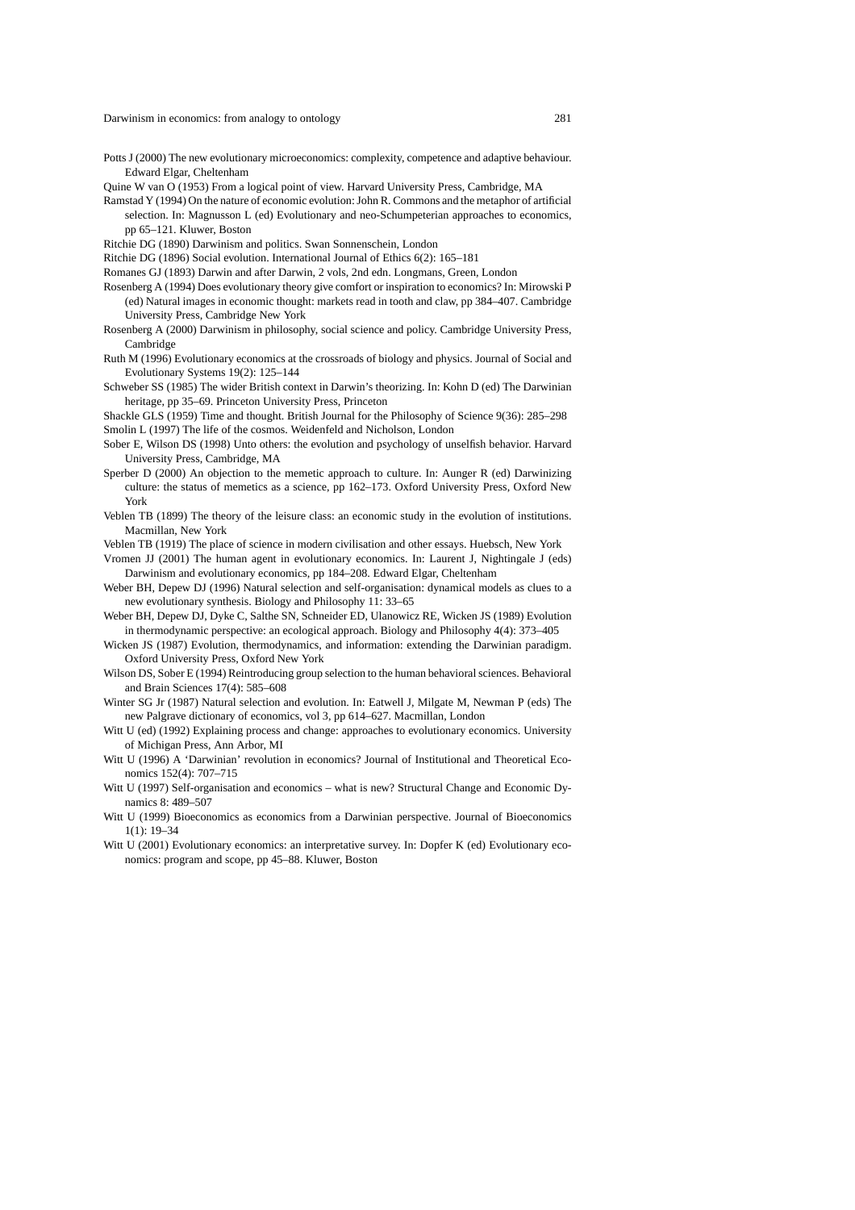Potts J (2000) The new evolutionary microeconomics: complexity, competence and adaptive behaviour. Edward Elgar, Cheltenham

Quine W van O (1953) From a logical point of view. Harvard University Press, Cambridge, MA

Ramstad Y (1994) On the nature of economic evolution: John R. Commons and the metaphor of artificial selection. In: Magnusson L (ed) Evolutionary and neo-Schumpeterian approaches to economics, pp 65–121. Kluwer, Boston

Ritchie DG (1890) Darwinism and politics. Swan Sonnenschein, London

Ritchie DG (1896) Social evolution. International Journal of Ethics 6(2): 165–181

Romanes GJ (1893) Darwin and after Darwin, 2 vols, 2nd edn. Longmans, Green, London

Rosenberg A (1994) Does evolutionary theory give comfort or inspiration to economics? In: Mirowski P (ed) Natural images in economic thought: markets read in tooth and claw, pp 384–407. Cambridge University Press, Cambridge New York

Rosenberg A (2000) Darwinism in philosophy, social science and policy. Cambridge University Press, Cambridge

Ruth M (1996) Evolutionary economics at the crossroads of biology and physics. Journal of Social and Evolutionary Systems 19(2): 125–144

Schweber SS (1985) The wider British context in Darwin's theorizing. In: Kohn D (ed) The Darwinian heritage, pp 35–69. Princeton University Press, Princeton

Shackle GLS (1959) Time and thought. British Journal for the Philosophy of Science 9(36): 285–298

Smolin L (1997) The life of the cosmos. Weidenfeld and Nicholson, London

Sober E, Wilson DS (1998) Unto others: the evolution and psychology of unselfish behavior. Harvard University Press, Cambridge, MA

Sperber D (2000) An objection to the memetic approach to culture. In: Aunger R (ed) Darwinizing culture: the status of memetics as a science, pp 162–173. Oxford University Press, Oxford New York

Veblen TB (1899) The theory of the leisure class: an economic study in the evolution of institutions. Macmillan, New York

Veblen TB (1919) The place of science in modern civilisation and other essays. Huebsch, New York

Vromen JJ (2001) The human agent in evolutionary economics. In: Laurent J, Nightingale J (eds) Darwinism and evolutionary economics, pp 184–208. Edward Elgar, Cheltenham

Weber BH, Depew DJ (1996) Natural selection and self-organisation: dynamical models as clues to a new evolutionary synthesis. Biology and Philosophy 11: 33–65

Weber BH, Depew DJ, Dyke C, Salthe SN, Schneider ED, Ulanowicz RE, Wicken JS (1989) Evolution in thermodynamic perspective: an ecological approach. Biology and Philosophy 4(4): 373–405

Wicken JS (1987) Evolution, thermodynamics, and information: extending the Darwinian paradigm. Oxford University Press, Oxford New York

Wilson DS, Sober E (1994) Reintroducing group selection to the human behavioral sciences. Behavioral and Brain Sciences 17(4): 585–608

Winter SG Jr (1987) Natural selection and evolution. In: Eatwell J, Milgate M, Newman P (eds) The new Palgrave dictionary of economics, vol 3, pp 614–627. Macmillan, London

Witt U (ed) (1992) Explaining process and change: approaches to evolutionary economics. University of Michigan Press, Ann Arbor, MI

Witt U (1996) A 'Darwinian' revolution in economics? Journal of Institutional and Theoretical Economics 152(4): 707–715

Witt U (1997) Self-organisation and economics – what is new? Structural Change and Economic Dynamics 8: 489–507

Witt U (1999) Bioeconomics as economics from a Darwinian perspective. Journal of Bioeconomics 1(1): 19–34

Witt U (2001) Evolutionary economics: an interpretative survey. In: Dopfer K (ed) Evolutionary economics: program and scope, pp 45–88. Kluwer, Boston